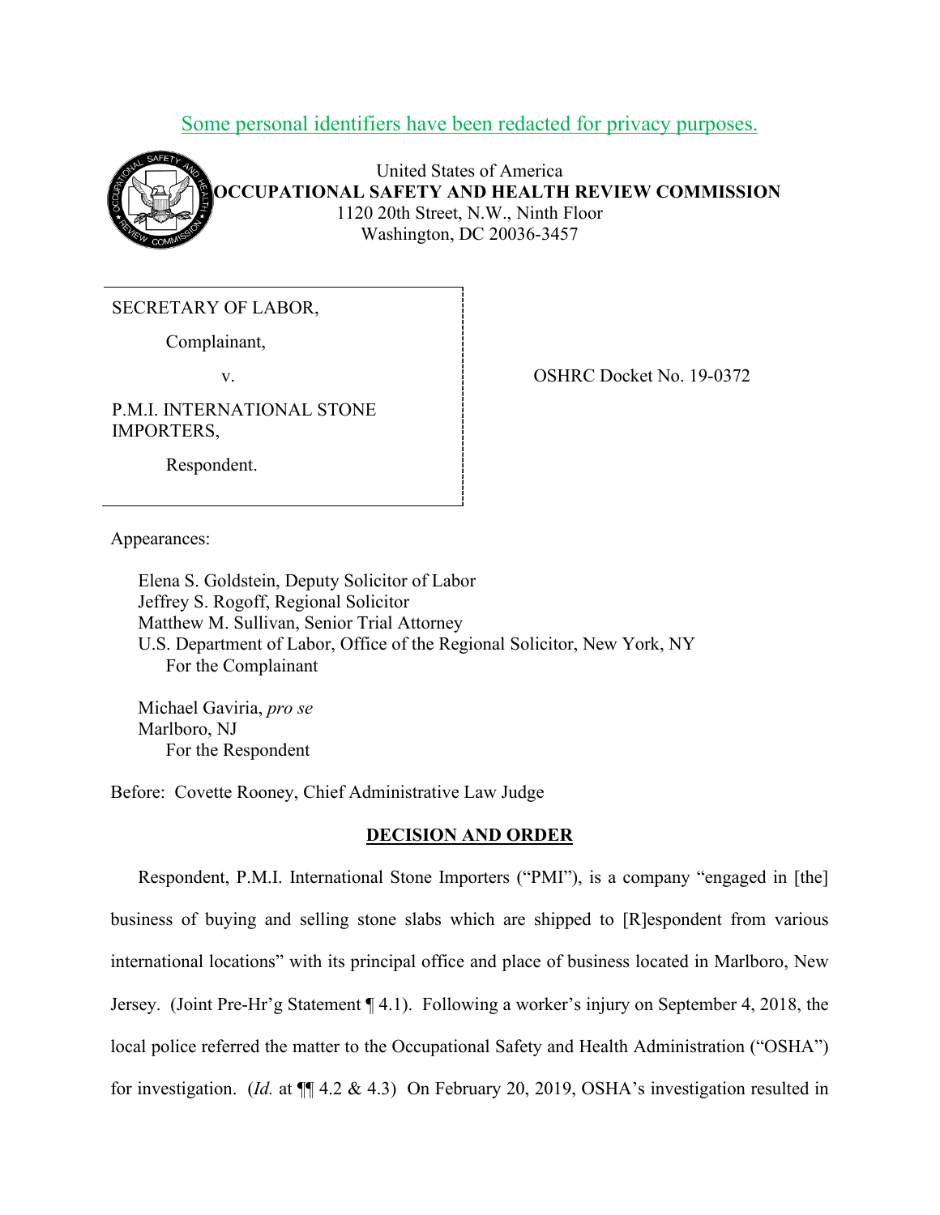Some personal identifiers have been redacted for privacy purposes.

United States of America
**OCCUPATIONAL SAFETY AND HEALTH REVIEW COMMISSION**
1120 20th Street, N.W., Ninth Floor
Washington, DC 20036-3457

| | |
|---|---|
| SECRETARY OF LABOR,<br><br>Complainant,<br><br>v.<br><br>P.M.I. INTERNATIONAL STONE IMPORTERS,<br><br>Respondent. | OSHRC Docket No. 19-0372 |

Appearances:

Elena S. Goldstein, Deputy Solicitor of Labor
Jeffrey S. Rogoff, Regional Solicitor
Matthew M. Sullivan, Senior Trial Attorney
U.S. Department of Labor, Office of the Regional Solicitor, New York, NY
For the Complainant

Michael Gaviria, *pro se*
Marlboro, NJ
For the Respondent

Before: Covette Rooney, Chief Administrative Law Judge

## DECISION AND ORDER

Respondent, P.M.I. International Stone Importers ("PMI"), is a company "engaged in [the] business of buying and selling stone slabs which are shipped to [R]espondent from various international locations" with its principal office and place of business located in Marlboro, New Jersey. (Joint Pre-Hr'g Statement ¶ 4.1). Following a worker's injury on September 4, 2018, the local police referred the matter to the Occupational Safety and Health Administration ("OSHA") for investigation. (*Id.* at ¶¶ 4.2 & 4.3) On February 20, 2019, OSHA's investigation resulted in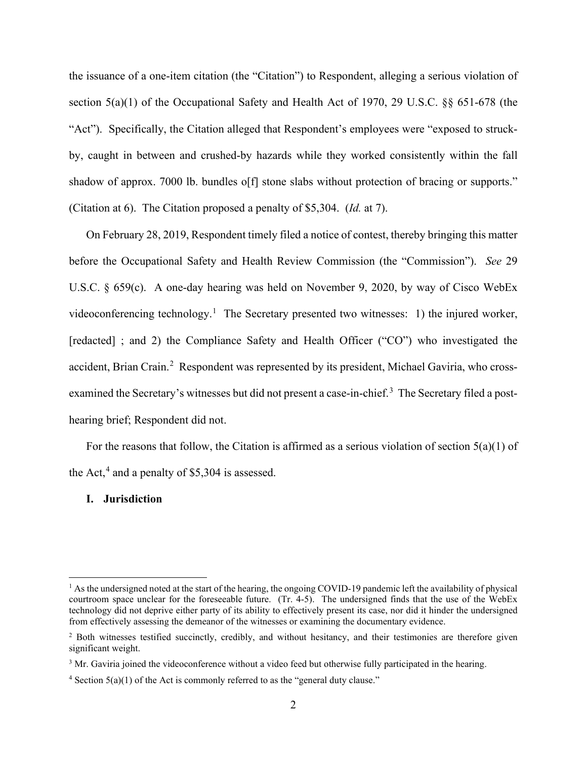the issuance of a one-item citation (the "Citation") to Respondent, alleging a serious violation of section 5(a)(1) of the Occupational Safety and Health Act of 1970, 29 U.S.C. §§ 651-678 (the "Act"). Specifically, the Citation alleged that Respondent's employees were "exposed to struck-by, caught in between and crushed-by hazards while they worked consistently within the fall shadow of approx. 7000 lb. bundles o[f] stone slabs without protection of bracing or supports." (Citation at 6). The Citation proposed a penalty of $5,304. (*Id.* at 7).

On February 28, 2019, Respondent timely filed a notice of contest, thereby bringing this matter before the Occupational Safety and Health Review Commission (the "Commission"). *See* 29 U.S.C. § 659(c). A one-day hearing was held on November 9, 2020, by way of Cisco WebEx videoconferencing technology.[1] The Secretary presented two witnesses: 1) the injured worker, [redacted] ; and 2) the Compliance Safety and Health Officer ("CO") who investigated the accident, Brian Crain.[2] Respondent was represented by its president, Michael Gaviria, who cross-examined the Secretary's witnesses but did not present a case-in-chief.[3] The Secretary filed a post-hearing brief; Respondent did not.

For the reasons that follow, the Citation is affirmed as a serious violation of section 5(a)(1) of the Act,[4] and a penalty of $5,304 is assessed.

## I. Jurisdiction

---

[1] As the undersigned noted at the start of the hearing, the ongoing COVID-19 pandemic left the availability of physical courtroom space unclear for the foreseeable future. (Tr. 4-5). The undersigned finds that the use of the WebEx technology did not deprive either party of its ability to effectively present its case, nor did it hinder the undersigned from effectively assessing the demeanor of the witnesses or examining the documentary evidence.

[2] Both witnesses testified succinctly, credibly, and without hesitancy, and their testimonies are therefore given significant weight.

[3] Mr. Gaviria joined the videoconference without a video feed but otherwise fully participated in the hearing.

[4] Section 5(a)(1) of the Act is commonly referred to as the "general duty clause."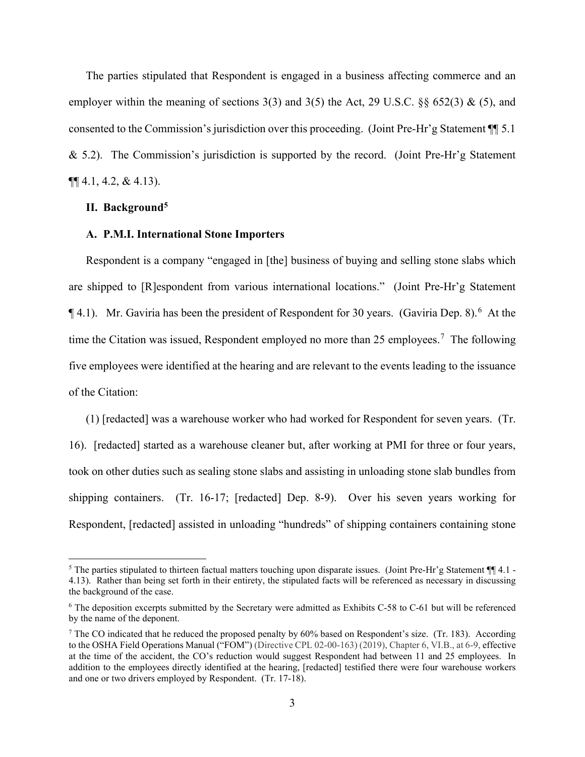The parties stipulated that Respondent is engaged in a business affecting commerce and an employer within the meaning of sections 3(3) and 3(5) the Act, 29 U.S.C. §§ 652(3) & (5), and consented to the Commission's jurisdiction over this proceeding. (Joint Pre-Hr'g Statement ¶¶ 5.1 & 5.2). The Commission's jurisdiction is supported by the record. (Joint Pre-Hr'g Statement ¶¶ 4.1, 4.2, & 4.13).

## II. Background[5]

### A. P.M.I. International Stone Importers

Respondent is a company "engaged in [the] business of buying and selling stone slabs which are shipped to [R]espondent from various international locations." (Joint Pre-Hr'g Statement ¶ 4.1). Mr. Gaviria has been the president of Respondent for 30 years. (Gaviria Dep. 8).[6] At the time the Citation was issued, Respondent employed no more than 25 employees.[7] The following five employees were identified at the hearing and are relevant to the events leading to the issuance of the Citation:

(1) [redacted] was a warehouse worker who had worked for Respondent for seven years. (Tr. 16). [redacted] started as a warehouse cleaner but, after working at PMI for three or four years, took on other duties such as sealing stone slabs and assisting in unloading stone slab bundles from shipping containers. (Tr. 16-17; [redacted] Dep. 8-9). Over his seven years working for Respondent, [redacted] assisted in unloading "hundreds" of shipping containers containing stone

---

[5] The parties stipulated to thirteen factual matters touching upon disparate issues. (Joint Pre-Hr'g Statement ¶¶ 4.1 - 4.13). Rather than being set forth in their entirety, the stipulated facts will be referenced as necessary in discussing the background of the case.

[6] The deposition excerpts submitted by the Secretary were admitted as Exhibits C-58 to C-61 but will be referenced by the name of the deponent.

[7] The CO indicated that he reduced the proposed penalty by 60% based on Respondent's size. (Tr. 183). According to the OSHA Field Operations Manual ("FOM") (Directive CPL 02-00-163) (2019), Chapter 6, VI.B., at 6-9, effective at the time of the accident, the CO's reduction would suggest Respondent had between 11 and 25 employees. In addition to the employees directly identified at the hearing, [redacted] testified there were four warehouse workers and one or two drivers employed by Respondent. (Tr. 17-18).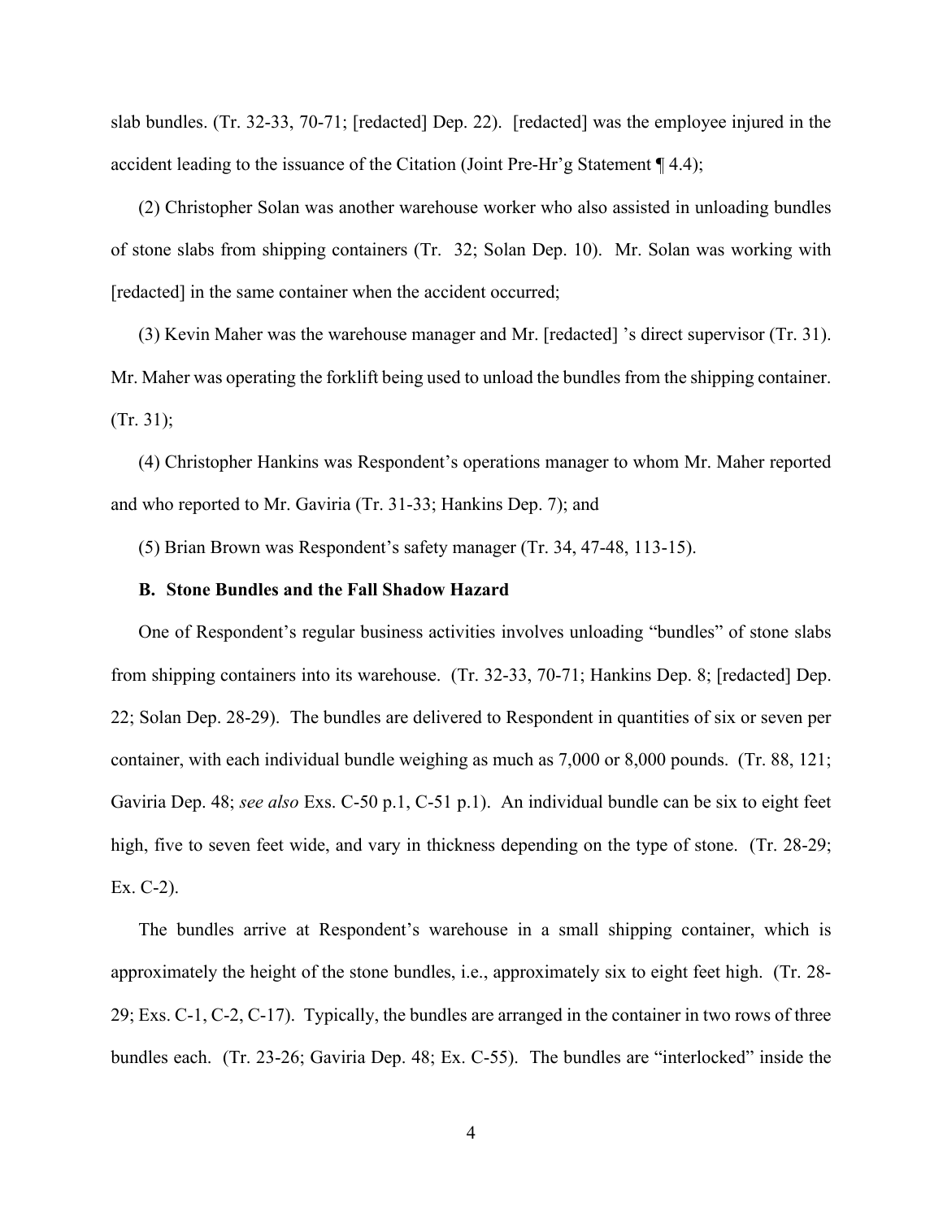slab bundles. (Tr. 32-33, 70-71; [redacted] Dep. 22). [redacted] was the employee injured in the accident leading to the issuance of the Citation (Joint Pre-Hr'g Statement ¶ 4.4);

(2) Christopher Solan was another warehouse worker who also assisted in unloading bundles of stone slabs from shipping containers (Tr. 32; Solan Dep. 10). Mr. Solan was working with [redacted] in the same container when the accident occurred;

(3) Kevin Maher was the warehouse manager and Mr. [redacted] 's direct supervisor (Tr. 31). Mr. Maher was operating the forklift being used to unload the bundles from the shipping container. (Tr. 31);

(4) Christopher Hankins was Respondent's operations manager to whom Mr. Maher reported and who reported to Mr. Gaviria (Tr. 31-33; Hankins Dep. 7); and

(5) Brian Brown was Respondent's safety manager (Tr. 34, 47-48, 113-15).

### B. Stone Bundles and the Fall Shadow Hazard

One of Respondent's regular business activities involves unloading "bundles" of stone slabs from shipping containers into its warehouse. (Tr. 32-33, 70-71; Hankins Dep. 8; [redacted] Dep. 22; Solan Dep. 28-29). The bundles are delivered to Respondent in quantities of six or seven per container, with each individual bundle weighing as much as 7,000 or 8,000 pounds. (Tr. 88, 121; Gaviria Dep. 48; *see also* Exs. C-50 p.1, C-51 p.1). An individual bundle can be six to eight feet high, five to seven feet wide, and vary in thickness depending on the type of stone. (Tr. 28-29; Ex. C-2).

The bundles arrive at Respondent's warehouse in a small shipping container, which is approximately the height of the stone bundles, i.e., approximately six to eight feet high. (Tr. 28-29; Exs. C-1, C-2, C-17). Typically, the bundles are arranged in the container in two rows of three bundles each. (Tr. 23-26; Gaviria Dep. 48; Ex. C-55). The bundles are "interlocked" inside the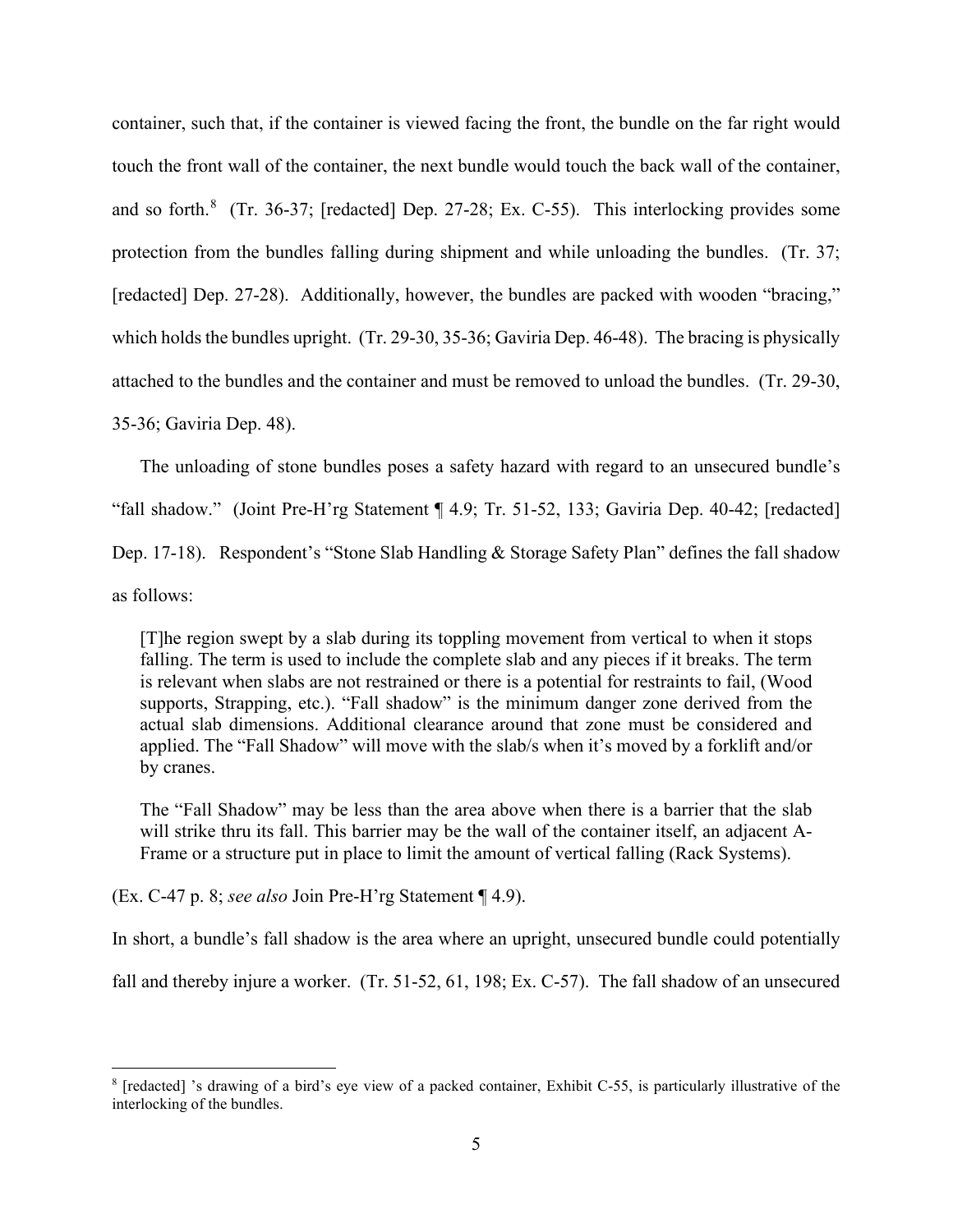container, such that, if the container is viewed facing the front, the bundle on the far right would touch the front wall of the container, the next bundle would touch the back wall of the container, and so forth.[8] (Tr. 36-37; [redacted] Dep. 27-28; Ex. C-55). This interlocking provides some protection from the bundles falling during shipment and while unloading the bundles. (Tr. 37; [redacted] Dep. 27-28). Additionally, however, the bundles are packed with wooden "bracing," which holds the bundles upright. (Tr. 29-30, 35-36; Gaviria Dep. 46-48). The bracing is physically attached to the bundles and the container and must be removed to unload the bundles. (Tr. 29-30, 35-36; Gaviria Dep. 48).

The unloading of stone bundles poses a safety hazard with regard to an unsecured bundle's "fall shadow." (Joint Pre-H'rg Statement ¶ 4.9; Tr. 51-52, 133; Gaviria Dep. 40-42; [redacted] Dep. 17-18). Respondent's "Stone Slab Handling & Storage Safety Plan" defines the fall shadow as follows:

> [T]he region swept by a slab during its toppling movement from vertical to when it stops falling. The term is used to include the complete slab and any pieces if it breaks. The term is relevant when slabs are not restrained or there is a potential for restraints to fail, (Wood supports, Strapping, etc.). "Fall shadow" is the minimum danger zone derived from the actual slab dimensions. Additional clearance around that zone must be considered and applied. The "Fall Shadow" will move with the slab/s when it's moved by a forklift and/or by cranes.
>
> The "Fall Shadow" may be less than the area above when there is a barrier that the slab will strike thru its fall. This barrier may be the wall of the container itself, an adjacent A-Frame or a structure put in place to limit the amount of vertical falling (Rack Systems).

(Ex. C-47 p. 8; *see also* Join Pre-H'rg Statement ¶ 4.9).

In short, a bundle's fall shadow is the area where an upright, unsecured bundle could potentially fall and thereby injure a worker. (Tr. 51-52, 61, 198; Ex. C-57). The fall shadow of an unsecured

[8] [redacted] 's drawing of a bird's eye view of a packed container, Exhibit C-55, is particularly illustrative of the interlocking of the bundles.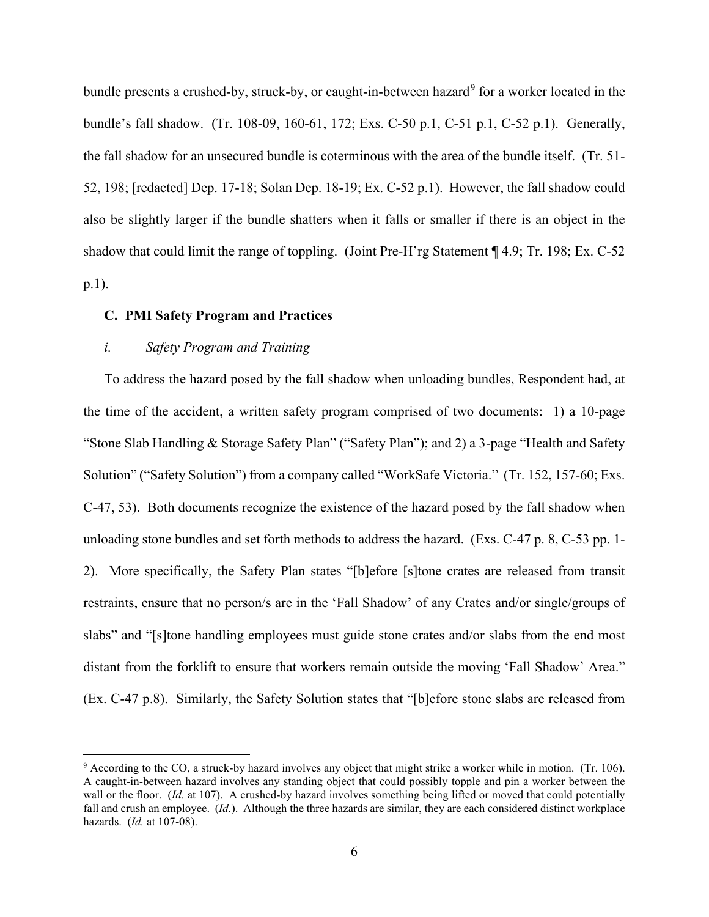bundle presents a crushed-by, struck-by, or caught-in-between hazard[9] for a worker located in the bundle's fall shadow. (Tr. 108-09, 160-61, 172; Exs. C-50 p.1, C-51 p.1, C-52 p.1). Generally, the fall shadow for an unsecured bundle is coterminous with the area of the bundle itself. (Tr. 51-52, 198; [redacted] Dep. 17-18; Solan Dep. 18-19; Ex. C-52 p.1). However, the fall shadow could also be slightly larger if the bundle shatters when it falls or smaller if there is an object in the shadow that could limit the range of toppling. (Joint Pre-H'rg Statement ¶ 4.9; Tr. 198; Ex. C-52 p.1).

**C. PMI Safety Program and Practices**

*i. Safety Program and Training*

To address the hazard posed by the fall shadow when unloading bundles, Respondent had, at the time of the accident, a written safety program comprised of two documents: 1) a 10-page "Stone Slab Handling & Storage Safety Plan" ("Safety Plan"); and 2) a 3-page "Health and Safety Solution" ("Safety Solution") from a company called "WorkSafe Victoria." (Tr. 152, 157-60; Exs. C-47, 53). Both documents recognize the existence of the hazard posed by the fall shadow when unloading stone bundles and set forth methods to address the hazard. (Exs. C-47 p. 8, C-53 pp. 1-2). More specifically, the Safety Plan states "[b]efore [s]tone crates are released from transit restraints, ensure that no person/s are in the 'Fall Shadow' of any Crates and/or single/groups of slabs" and "[s]tone handling employees must guide stone crates and/or slabs from the end most distant from the forklift to ensure that workers remain outside the moving 'Fall Shadow' Area." (Ex. C-47 p.8). Similarly, the Safety Solution states that "[b]efore stone slabs are released from

---

[9] According to the CO, a struck-by hazard involves any object that might strike a worker while in motion. (Tr. 106). A caught-in-between hazard involves any standing object that could possibly topple and pin a worker between the wall or the floor. (*Id.* at 107). A crushed-by hazard involves something being lifted or moved that could potentially fall and crush an employee. (*Id.*). Although the three hazards are similar, they are each considered distinct workplace hazards. (*Id.* at 107-08).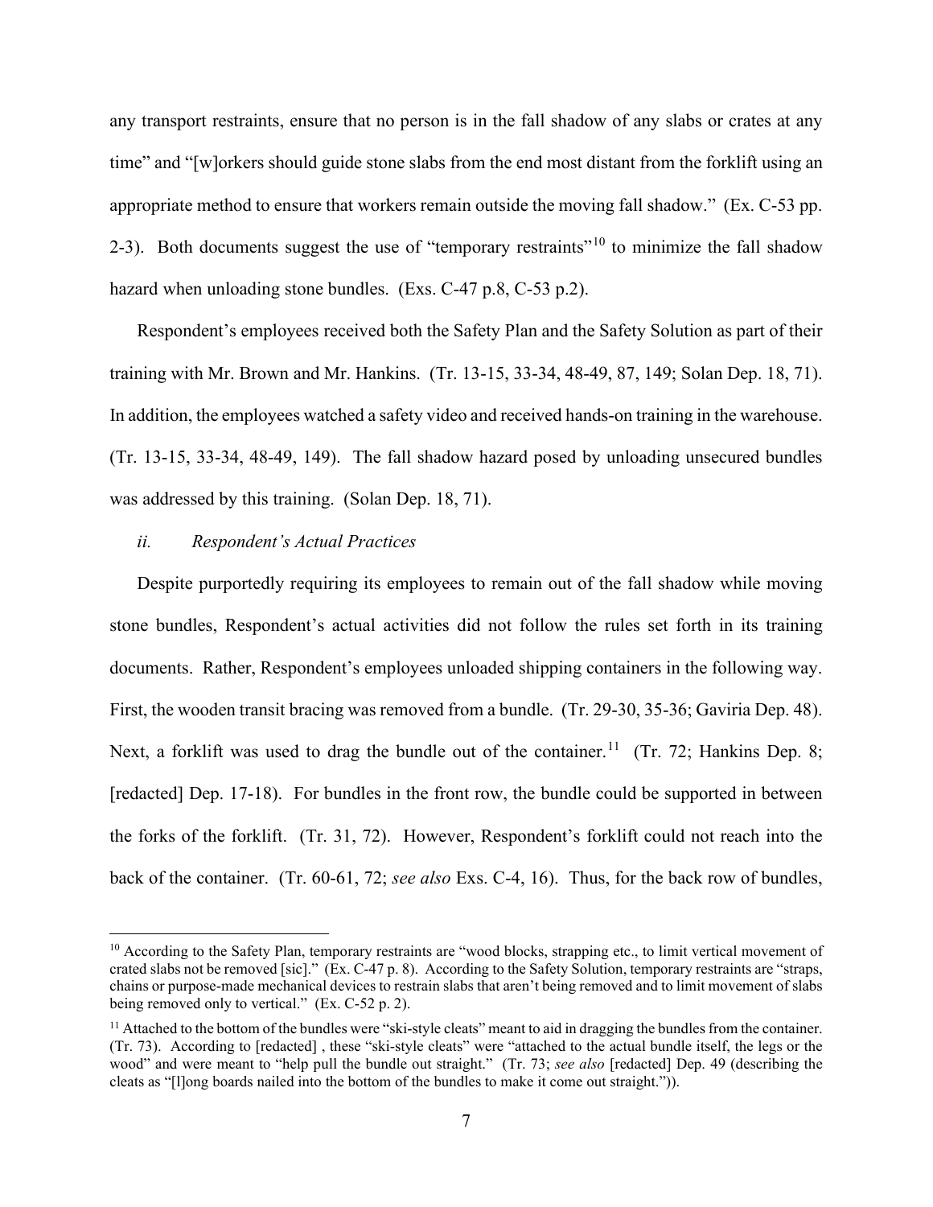any transport restraints, ensure that no person is in the fall shadow of any slabs or crates at any time" and "[w]orkers should guide stone slabs from the end most distant from the forklift using an appropriate method to ensure that workers remain outside the moving fall shadow." (Ex. C-53 pp. 2-3). Both documents suggest the use of "temporary restraints"[10] to minimize the fall shadow hazard when unloading stone bundles. (Exs. C-47 p.8, C-53 p.2).

Respondent's employees received both the Safety Plan and the Safety Solution as part of their training with Mr. Brown and Mr. Hankins. (Tr. 13-15, 33-34, 48-49, 87, 149; Solan Dep. 18, 71). In addition, the employees watched a safety video and received hands-on training in the warehouse. (Tr. 13-15, 33-34, 48-49, 149). The fall shadow hazard posed by unloading unsecured bundles was addressed by this training. (Solan Dep. 18, 71).

*ii. Respondent's Actual Practices*

Despite purportedly requiring its employees to remain out of the fall shadow while moving stone bundles, Respondent's actual activities did not follow the rules set forth in its training documents. Rather, Respondent's employees unloaded shipping containers in the following way. First, the wooden transit bracing was removed from a bundle. (Tr. 29-30, 35-36; Gaviria Dep. 48). Next, a forklift was used to drag the bundle out of the container.[11] (Tr. 72; Hankins Dep. 8; [redacted] Dep. 17-18). For bundles in the front row, the bundle could be supported in between the forks of the forklift. (Tr. 31, 72). However, Respondent's forklift could not reach into the back of the container. (Tr. 60-61, 72; *see also* Exs. C-4, 16). Thus, for the back row of bundles,

---

[10] According to the Safety Plan, temporary restraints are "wood blocks, strapping etc., to limit vertical movement of crated slabs not be removed [sic]." (Ex. C-47 p. 8). According to the Safety Solution, temporary restraints are "straps, chains or purpose-made mechanical devices to restrain slabs that aren't being removed and to limit movement of slabs being removed only to vertical." (Ex. C-52 p. 2).

[11] Attached to the bottom of the bundles were "ski-style cleats" meant to aid in dragging the bundles from the container. (Tr. 73). According to [redacted] , these "ski-style cleats" were "attached to the actual bundle itself, the legs or the wood" and were meant to "help pull the bundle out straight." (Tr. 73; *see also* [redacted] Dep. 49 (describing the cleats as "[l]ong boards nailed into the bottom of the bundles to make it come out straight.")).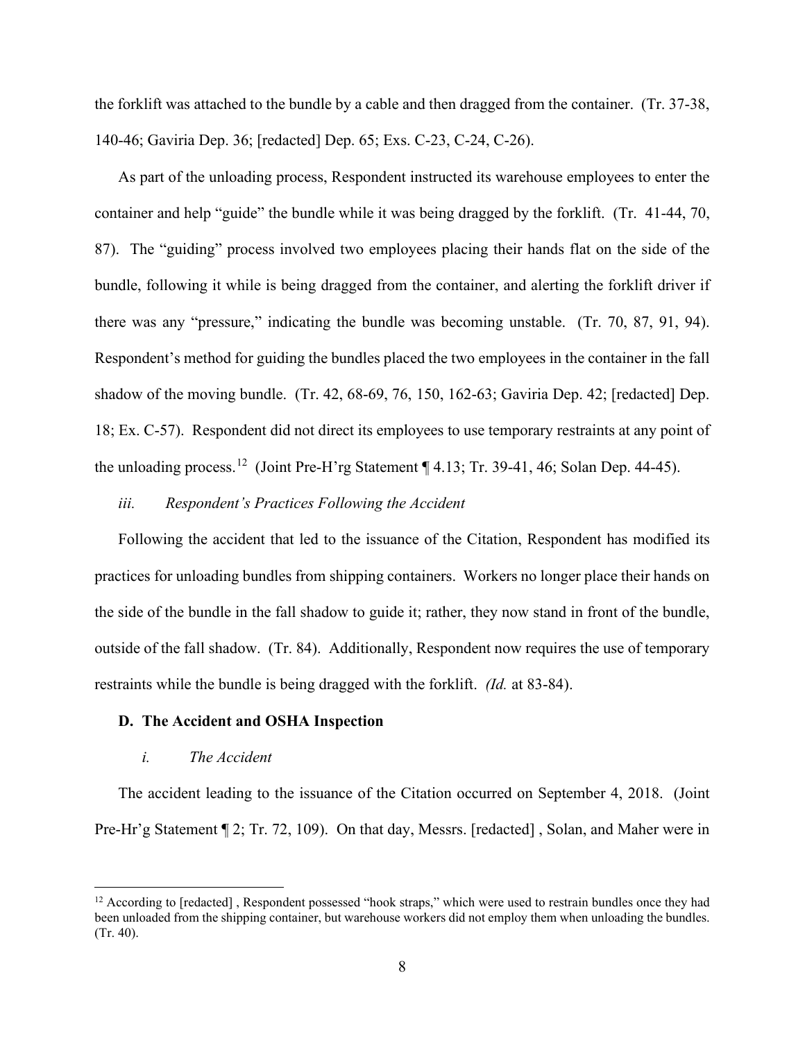the forklift was attached to the bundle by a cable and then dragged from the container. (Tr. 37-38, 140-46; Gaviria Dep. 36; [redacted] Dep. 65; Exs. C-23, C-24, C-26).

As part of the unloading process, Respondent instructed its warehouse employees to enter the container and help "guide" the bundle while it was being dragged by the forklift. (Tr. 41-44, 70, 87). The "guiding" process involved two employees placing their hands flat on the side of the bundle, following it while is being dragged from the container, and alerting the forklift driver if there was any "pressure," indicating the bundle was becoming unstable. (Tr. 70, 87, 91, 94). Respondent's method for guiding the bundles placed the two employees in the container in the fall shadow of the moving bundle. (Tr. 42, 68-69, 76, 150, 162-63; Gaviria Dep. 42; [redacted] Dep. 18; Ex. C-57). Respondent did not direct its employees to use temporary restraints at any point of the unloading process.[12] (Joint Pre-H'rg Statement ¶ 4.13; Tr. 39-41, 46; Solan Dep. 44-45).

*iii. Respondent's Practices Following the Accident*

Following the accident that led to the issuance of the Citation, Respondent has modified its practices for unloading bundles from shipping containers. Workers no longer place their hands on the side of the bundle in the fall shadow to guide it; rather, they now stand in front of the bundle, outside of the fall shadow. (Tr. 84). Additionally, Respondent now requires the use of temporary restraints while the bundle is being dragged with the forklift. *(Id.* at 83-84).

### D. The Accident and OSHA Inspection

*i. The Accident*

The accident leading to the issuance of the Citation occurred on September 4, 2018. (Joint Pre-Hr'g Statement ¶ 2; Tr. 72, 109). On that day, Messrs. [redacted] , Solan, and Maher were in

---

[12] According to [redacted] , Respondent possessed "hook straps," which were used to restrain bundles once they had been unloaded from the shipping container, but warehouse workers did not employ them when unloading the bundles. (Tr. 40).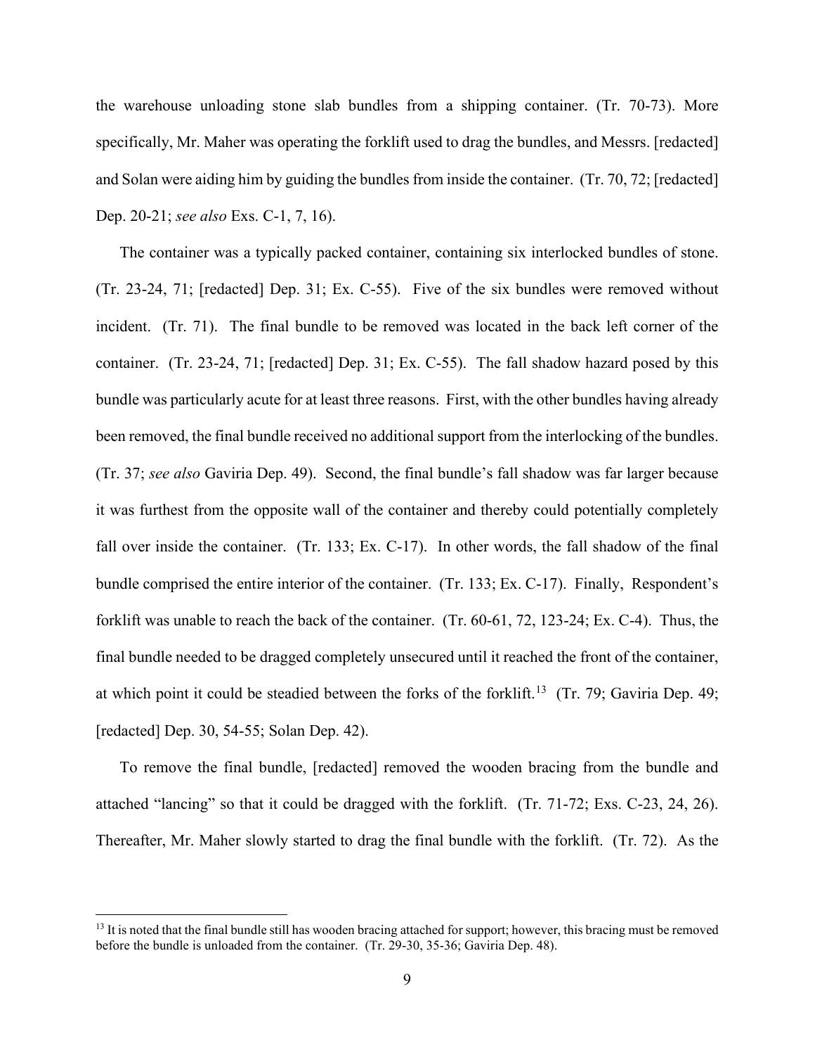the warehouse unloading stone slab bundles from a shipping container. (Tr. 70-73). More specifically, Mr. Maher was operating the forklift used to drag the bundles, and Messrs. [redacted] and Solan were aiding him by guiding the bundles from inside the container. (Tr. 70, 72; [redacted] Dep. 20-21; *see also* Exs. C-1, 7, 16).

The container was a typically packed container, containing six interlocked bundles of stone. (Tr. 23-24, 71; [redacted] Dep. 31; Ex. C-55). Five of the six bundles were removed without incident. (Tr. 71). The final bundle to be removed was located in the back left corner of the container. (Tr. 23-24, 71; [redacted] Dep. 31; Ex. C-55). The fall shadow hazard posed by this bundle was particularly acute for at least three reasons. First, with the other bundles having already been removed, the final bundle received no additional support from the interlocking of the bundles. (Tr. 37; *see also* Gaviria Dep. 49). Second, the final bundle's fall shadow was far larger because it was furthest from the opposite wall of the container and thereby could potentially completely fall over inside the container. (Tr. 133; Ex. C-17). In other words, the fall shadow of the final bundle comprised the entire interior of the container. (Tr. 133; Ex. C-17). Finally, Respondent's forklift was unable to reach the back of the container. (Tr. 60-61, 72, 123-24; Ex. C-4). Thus, the final bundle needed to be dragged completely unsecured until it reached the front of the container, at which point it could be steadied between the forks of the forklift.[13] (Tr. 79; Gaviria Dep. 49; [redacted] Dep. 30, 54-55; Solan Dep. 42).

To remove the final bundle, [redacted] removed the wooden bracing from the bundle and attached "lancing" so that it could be dragged with the forklift. (Tr. 71-72; Exs. C-23, 24, 26). Thereafter, Mr. Maher slowly started to drag the final bundle with the forklift. (Tr. 72). As the

[13] It is noted that the final bundle still has wooden bracing attached for support; however, this bracing must be removed before the bundle is unloaded from the container. (Tr. 29-30, 35-36; Gaviria Dep. 48).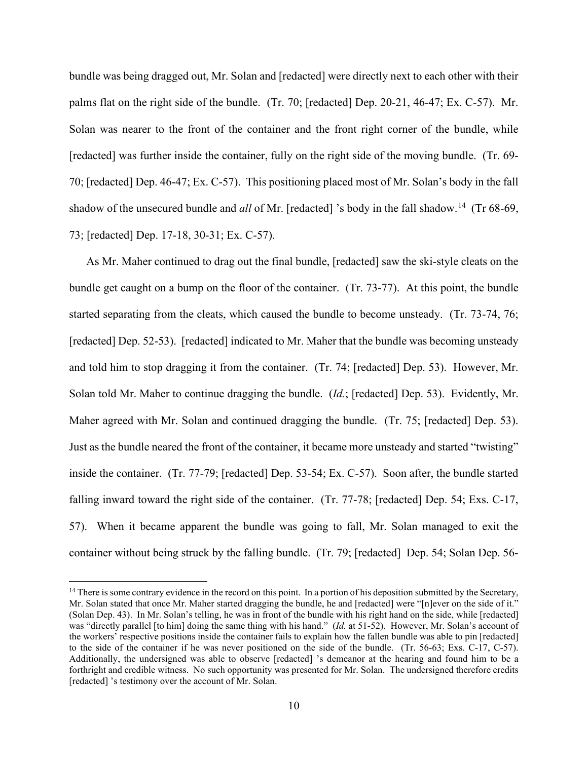bundle was being dragged out, Mr. Solan and [redacted] were directly next to each other with their palms flat on the right side of the bundle. (Tr. 70; [redacted] Dep. 20-21, 46-47; Ex. C-57). Mr. Solan was nearer to the front of the container and the front right corner of the bundle, while [redacted] was further inside the container, fully on the right side of the moving bundle. (Tr. 69-70; [redacted] Dep. 46-47; Ex. C-57). This positioning placed most of Mr. Solan's body in the fall shadow of the unsecured bundle and *all* of Mr. [redacted] 's body in the fall shadow.[14] (Tr 68-69, 73; [redacted] Dep. 17-18, 30-31; Ex. C-57).

As Mr. Maher continued to drag out the final bundle, [redacted] saw the ski-style cleats on the bundle get caught on a bump on the floor of the container. (Tr. 73-77). At this point, the bundle started separating from the cleats, which caused the bundle to become unsteady. (Tr. 73-74, 76; [redacted] Dep. 52-53). [redacted] indicated to Mr. Maher that the bundle was becoming unsteady and told him to stop dragging it from the container. (Tr. 74; [redacted] Dep. 53). However, Mr. Solan told Mr. Maher to continue dragging the bundle. (*Id.*; [redacted] Dep. 53). Evidently, Mr. Maher agreed with Mr. Solan and continued dragging the bundle. (Tr. 75; [redacted] Dep. 53). Just as the bundle neared the front of the container, it became more unsteady and started "twisting" inside the container. (Tr. 77-79; [redacted] Dep. 53-54; Ex. C-57). Soon after, the bundle started falling inward toward the right side of the container. (Tr. 77-78; [redacted] Dep. 54; Exs. C-17, 57). When it became apparent the bundle was going to fall, Mr. Solan managed to exit the container without being struck by the falling bundle. (Tr. 79; [redacted] Dep. 54; Solan Dep. 56-

[14] There is some contrary evidence in the record on this point. In a portion of his deposition submitted by the Secretary, Mr. Solan stated that once Mr. Maher started dragging the bundle, he and [redacted] were "[n]ever on the side of it." (Solan Dep. 43). In Mr. Solan's telling, he was in front of the bundle with his right hand on the side, while [redacted] was "directly parallel [to him] doing the same thing with his hand." (*Id.* at 51-52). However, Mr. Solan's account of the workers' respective positions inside the container fails to explain how the fallen bundle was able to pin [redacted] to the side of the container if he was never positioned on the side of the bundle. (Tr. 56-63; Exs. C-17, C-57). Additionally, the undersigned was able to observe [redacted] 's demeanor at the hearing and found him to be a forthright and credible witness. No such opportunity was presented for Mr. Solan. The undersigned therefore credits [redacted] 's testimony over the account of Mr. Solan.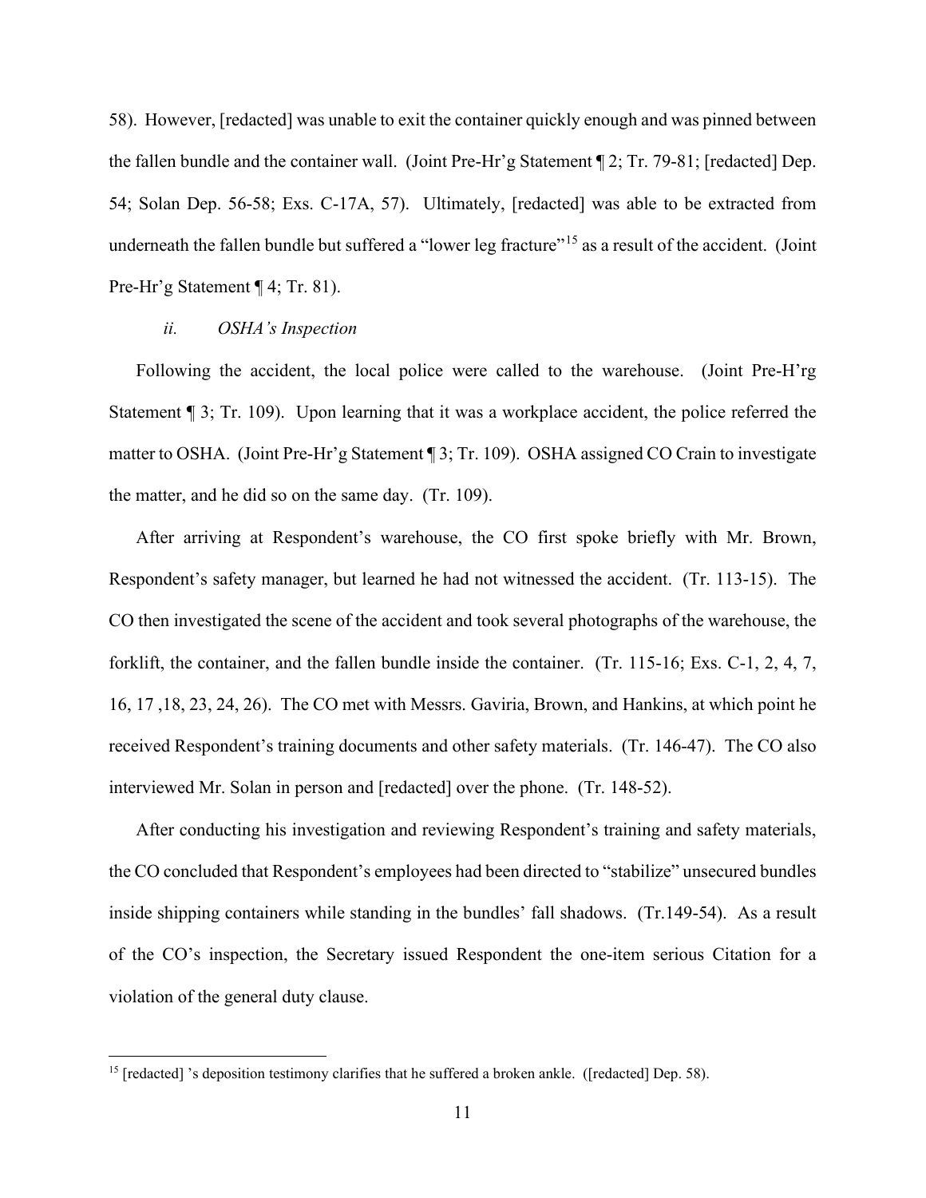58). However, [redacted] was unable to exit the container quickly enough and was pinned between the fallen bundle and the container wall. (Joint Pre-Hr'g Statement ¶ 2; Tr. 79-81; [redacted] Dep. 54; Solan Dep. 56-58; Exs. C-17A, 57). Ultimately, [redacted] was able to be extracted from underneath the fallen bundle but suffered a "lower leg fracture"[15] as a result of the accident. (Joint Pre-Hr'g Statement ¶ 4; Tr. 81).

*ii. OSHA's Inspection*

Following the accident, the local police were called to the warehouse. (Joint Pre-H'rg Statement ¶ 3; Tr. 109). Upon learning that it was a workplace accident, the police referred the matter to OSHA. (Joint Pre-Hr'g Statement ¶ 3; Tr. 109). OSHA assigned CO Crain to investigate the matter, and he did so on the same day. (Tr. 109).

After arriving at Respondent's warehouse, the CO first spoke briefly with Mr. Brown, Respondent's safety manager, but learned he had not witnessed the accident. (Tr. 113-15). The CO then investigated the scene of the accident and took several photographs of the warehouse, the forklift, the container, and the fallen bundle inside the container. (Tr. 115-16; Exs. C-1, 2, 4, 7, 16, 17 ,18, 23, 24, 26). The CO met with Messrs. Gaviria, Brown, and Hankins, at which point he received Respondent's training documents and other safety materials. (Tr. 146-47). The CO also interviewed Mr. Solan in person and [redacted] over the phone. (Tr. 148-52).

After conducting his investigation and reviewing Respondent's training and safety materials, the CO concluded that Respondent's employees had been directed to "stabilize" unsecured bundles inside shipping containers while standing in the bundles' fall shadows. (Tr.149-54). As a result of the CO's inspection, the Secretary issued Respondent the one-item serious Citation for a violation of the general duty clause.

---

[15] [redacted] 's deposition testimony clarifies that he suffered a broken ankle. ([redacted] Dep. 58).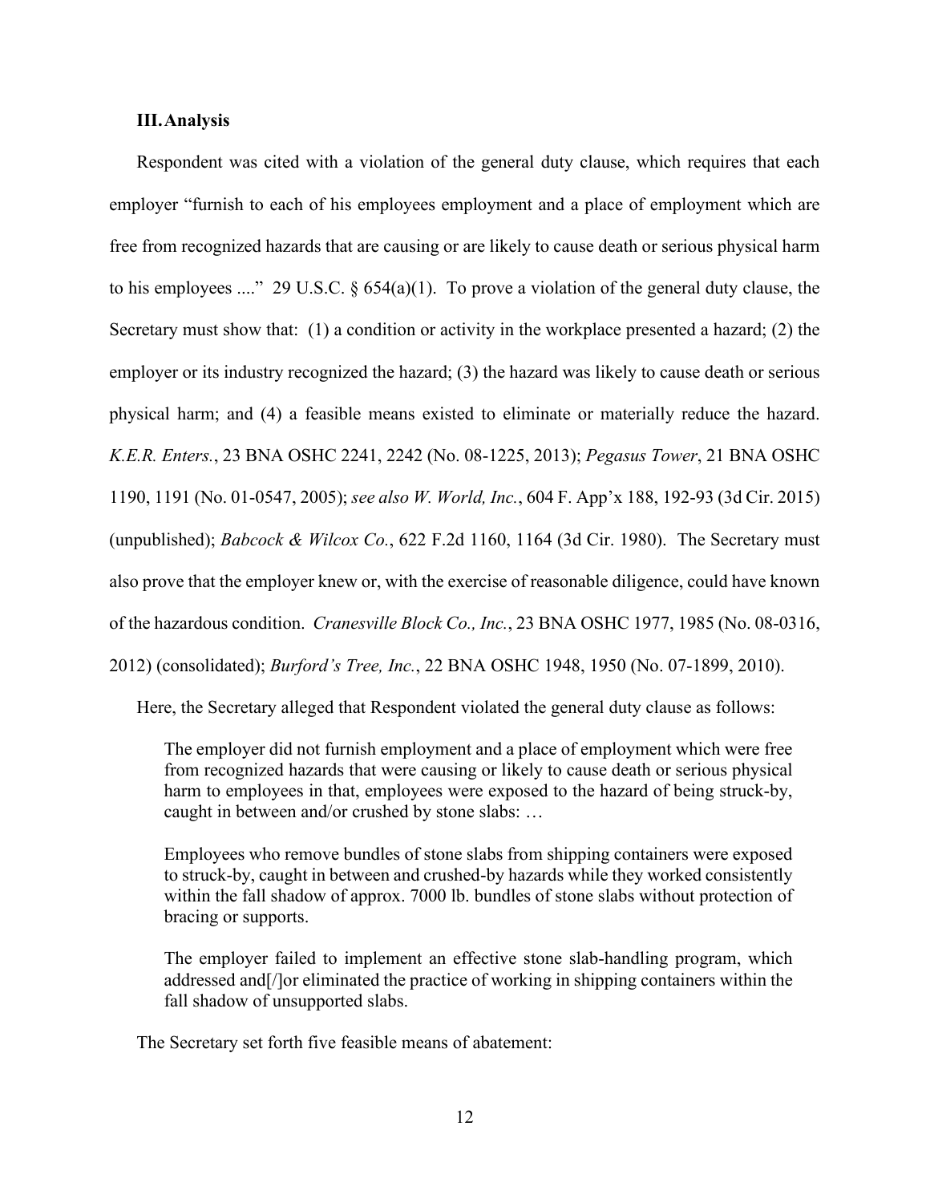### III. Analysis

Respondent was cited with a violation of the general duty clause, which requires that each employer "furnish to each of his employees employment and a place of employment which are free from recognized hazards that are causing or are likely to cause death or serious physical harm to his employees ...." 29 U.S.C. § 654(a)(1). To prove a violation of the general duty clause, the Secretary must show that: (1) a condition or activity in the workplace presented a hazard; (2) the employer or its industry recognized the hazard; (3) the hazard was likely to cause death or serious physical harm; and (4) a feasible means existed to eliminate or materially reduce the hazard. *K.E.R. Enters.*, 23 BNA OSHC 2241, 2242 (No. 08-1225, 2013); *Pegasus Tower*, 21 BNA OSHC 1190, 1191 (No. 01-0547, 2005); *see also W. World, Inc.*, 604 F. App'x 188, 192-93 (3d Cir. 2015) (unpublished); *Babcock & Wilcox Co.*, 622 F.2d 1160, 1164 (3d Cir. 1980). The Secretary must also prove that the employer knew or, with the exercise of reasonable diligence, could have known of the hazardous condition. *Cranesville Block Co., Inc.*, 23 BNA OSHC 1977, 1985 (No. 08-0316, 2012) (consolidated); *Burford's Tree, Inc.*, 22 BNA OSHC 1948, 1950 (No. 07-1899, 2010).

Here, the Secretary alleged that Respondent violated the general duty clause as follows:

> The employer did not furnish employment and a place of employment which were free from recognized hazards that were causing or likely to cause death or serious physical harm to employees in that, employees were exposed to the hazard of being struck-by, caught in between and/or crushed by stone slabs: …
>
> Employees who remove bundles of stone slabs from shipping containers were exposed to struck-by, caught in between and crushed-by hazards while they worked consistently within the fall shadow of approx. 7000 lb. bundles of stone slabs without protection of bracing or supports.
>
> The employer failed to implement an effective stone slab-handling program, which addressed and[/]or eliminated the practice of working in shipping containers within the fall shadow of unsupported slabs.

The Secretary set forth five feasible means of abatement: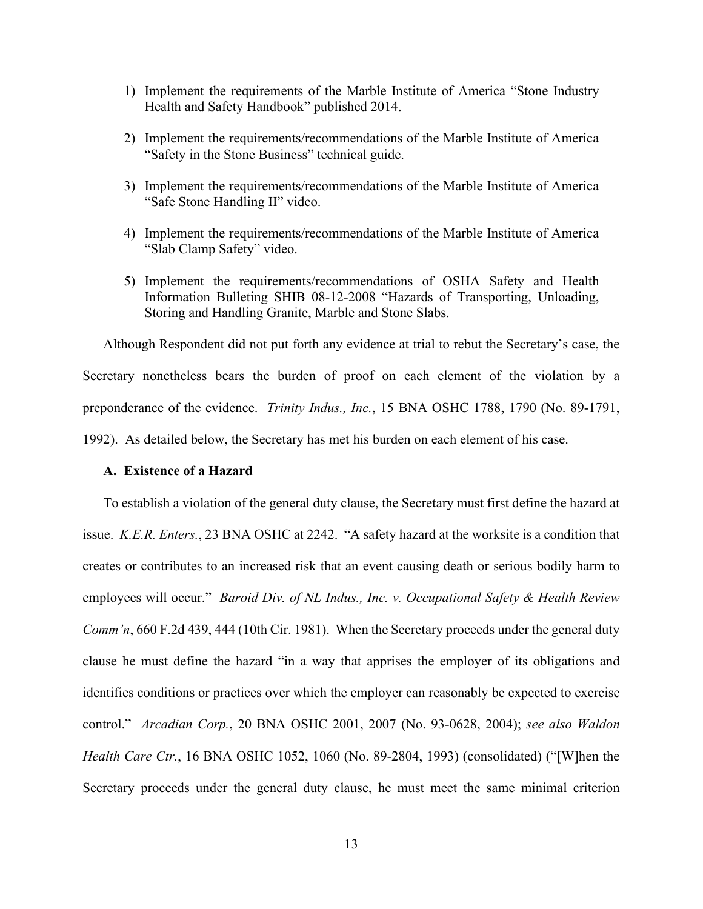1) Implement the requirements of the Marble Institute of America "Stone Industry Health and Safety Handbook" published 2014.

2) Implement the requirements/recommendations of the Marble Institute of America "Safety in the Stone Business" technical guide.

3) Implement the requirements/recommendations of the Marble Institute of America "Safe Stone Handling II" video.

4) Implement the requirements/recommendations of the Marble Institute of America "Slab Clamp Safety" video.

5) Implement the requirements/recommendations of OSHA Safety and Health Information Bulleting SHIB 08-12-2008 "Hazards of Transporting, Unloading, Storing and Handling Granite, Marble and Stone Slabs.

Although Respondent did not put forth any evidence at trial to rebut the Secretary's case, the Secretary nonetheless bears the burden of proof on each element of the violation by a preponderance of the evidence. *Trinity Indus., Inc.*, 15 BNA OSHC 1788, 1790 (No. 89-1791, 1992). As detailed below, the Secretary has met his burden on each element of his case.

**A. Existence of a Hazard**

To establish a violation of the general duty clause, the Secretary must first define the hazard at issue. *K.E.R. Enters.*, 23 BNA OSHC at 2242. "A safety hazard at the worksite is a condition that creates or contributes to an increased risk that an event causing death or serious bodily harm to employees will occur." *Baroid Div. of NL Indus., Inc. v. Occupational Safety & Health Review Comm'n*, 660 F.2d 439, 444 (10th Cir. 1981). When the Secretary proceeds under the general duty clause he must define the hazard "in a way that apprises the employer of its obligations and identifies conditions or practices over which the employer can reasonably be expected to exercise control." *Arcadian Corp.*, 20 BNA OSHC 2001, 2007 (No. 93-0628, 2004); *see also Waldon Health Care Ctr.*, 16 BNA OSHC 1052, 1060 (No. 89-2804, 1993) (consolidated) ("[W]hen the Secretary proceeds under the general duty clause, he must meet the same minimal criterion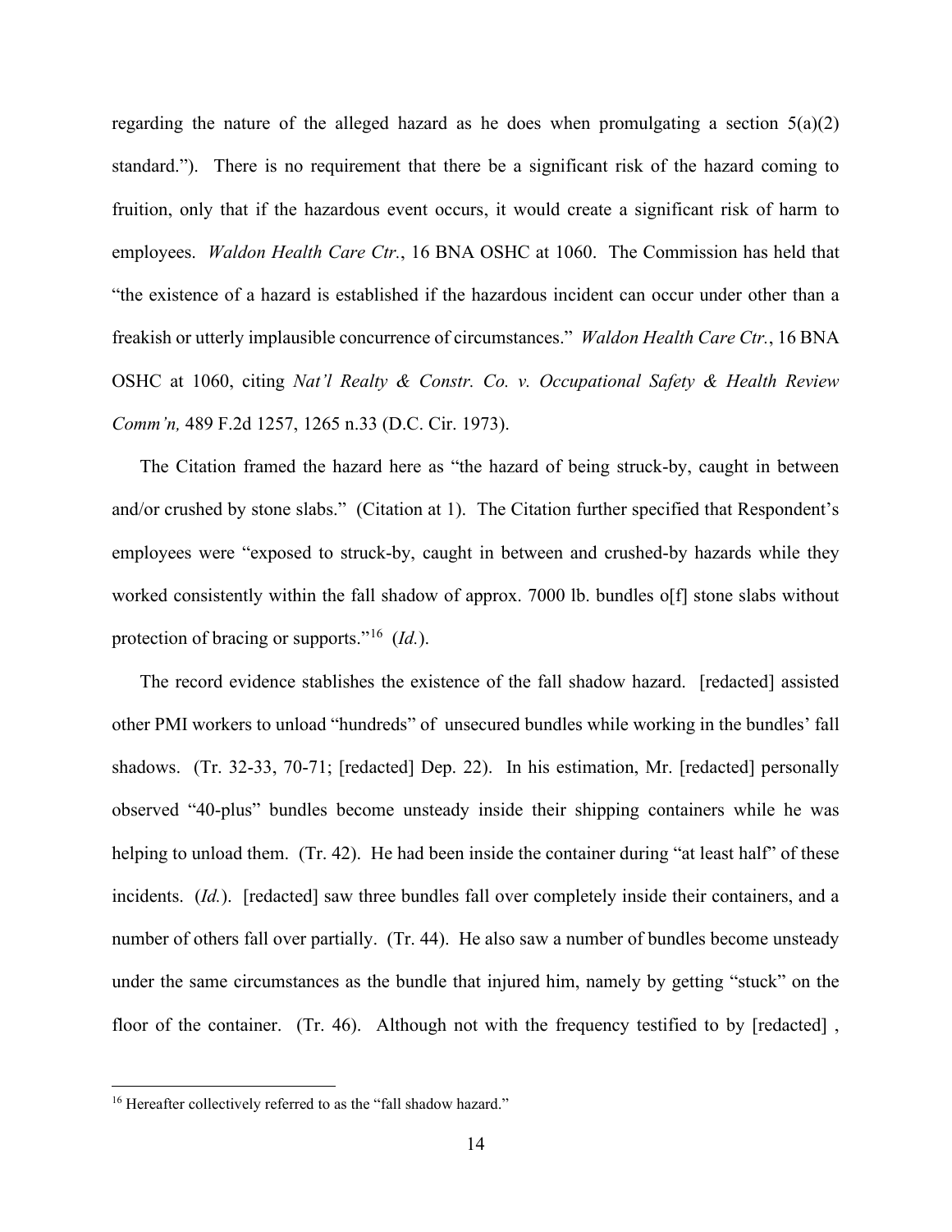regarding the nature of the alleged hazard as he does when promulgating a section 5(a)(2) standard."). There is no requirement that there be a significant risk of the hazard coming to fruition, only that if the hazardous event occurs, it would create a significant risk of harm to employees. *Waldon Health Care Ctr.*, 16 BNA OSHC at 1060. The Commission has held that "the existence of a hazard is established if the hazardous incident can occur under other than a freakish or utterly implausible concurrence of circumstances." *Waldon Health Care Ctr.*, 16 BNA OSHC at 1060, citing *Nat'l Realty & Constr. Co. v. Occupational Safety & Health Review Comm'n,* 489 F.2d 1257, 1265 n.33 (D.C. Cir. 1973).

The Citation framed the hazard here as "the hazard of being struck-by, caught in between and/or crushed by stone slabs." (Citation at 1). The Citation further specified that Respondent's employees were "exposed to struck-by, caught in between and crushed-by hazards while they worked consistently within the fall shadow of approx. 7000 lb. bundles o[f] stone slabs without protection of bracing or supports."[16] (*Id.*).

The record evidence stablishes the existence of the fall shadow hazard. [redacted] assisted other PMI workers to unload "hundreds" of unsecured bundles while working in the bundles' fall shadows. (Tr. 32-33, 70-71; [redacted] Dep. 22). In his estimation, Mr. [redacted] personally observed "40-plus" bundles become unsteady inside their shipping containers while he was helping to unload them. (Tr. 42). He had been inside the container during "at least half" of these incidents. (*Id.*). [redacted] saw three bundles fall over completely inside their containers, and a number of others fall over partially. (Tr. 44). He also saw a number of bundles become unsteady under the same circumstances as the bundle that injured him, namely by getting "stuck" on the floor of the container. (Tr. 46). Although not with the frequency testified to by [redacted] ,

[16] Hereafter collectively referred to as the "fall shadow hazard."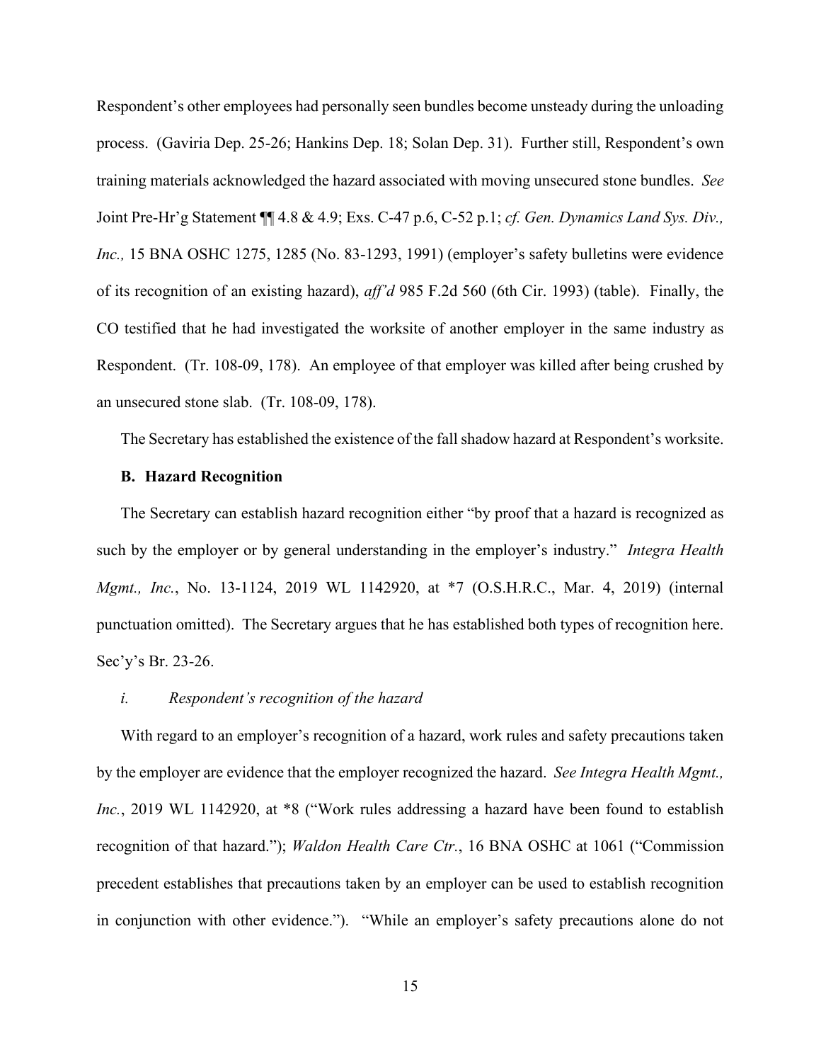Respondent's other employees had personally seen bundles become unsteady during the unloading process. (Gaviria Dep. 25-26; Hankins Dep. 18; Solan Dep. 31). Further still, Respondent's own training materials acknowledged the hazard associated with moving unsecured stone bundles. *See* Joint Pre-Hr'g Statement ¶¶ 4.8 & 4.9; Exs. C-47 p.6, C-52 p.1; *cf. Gen. Dynamics Land Sys. Div., Inc.,* 15 BNA OSHC 1275, 1285 (No. 83-1293, 1991) (employer's safety bulletins were evidence of its recognition of an existing hazard), *aff'd* 985 F.2d 560 (6th Cir. 1993) (table). Finally, the CO testified that he had investigated the worksite of another employer in the same industry as Respondent. (Tr. 108-09, 178). An employee of that employer was killed after being crushed by an unsecured stone slab. (Tr. 108-09, 178).

The Secretary has established the existence of the fall shadow hazard at Respondent's worksite.

**B. Hazard Recognition**

The Secretary can establish hazard recognition either "by proof that a hazard is recognized as such by the employer or by general understanding in the employer's industry." *Integra Health Mgmt., Inc.*, No. 13-1124, 2019 WL 1142920, at *7 (O.S.H.R.C., Mar. 4, 2019) (internal punctuation omitted). The Secretary argues that he has established both types of recognition here. Sec'y's Br. 23-26.

*i. Respondent's recognition of the hazard*

With regard to an employer's recognition of a hazard, work rules and safety precautions taken by the employer are evidence that the employer recognized the hazard. *See Integra Health Mgmt., Inc.*, 2019 WL 1142920, at *8 ("Work rules addressing a hazard have been found to establish recognition of that hazard."); *Waldon Health Care Ctr.*, 16 BNA OSHC at 1061 ("Commission precedent establishes that precautions taken by an employer can be used to establish recognition in conjunction with other evidence."). "While an employer's safety precautions alone do not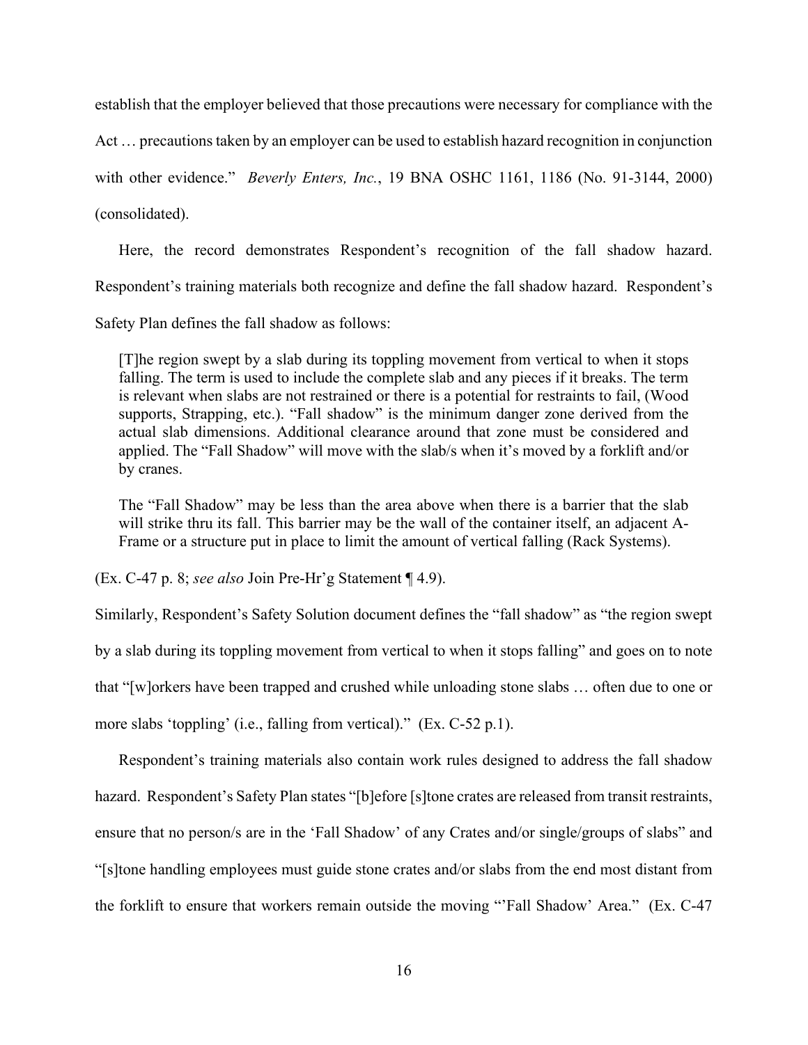establish that the employer believed that those precautions were necessary for compliance with the Act … precautions taken by an employer can be used to establish hazard recognition in conjunction with other evidence." *Beverly Enters, Inc.*, 19 BNA OSHC 1161, 1186 (No. 91-3144, 2000) (consolidated).

Here, the record demonstrates Respondent's recognition of the fall shadow hazard. Respondent's training materials both recognize and define the fall shadow hazard. Respondent's Safety Plan defines the fall shadow as follows:

> [T]he region swept by a slab during its toppling movement from vertical to when it stops falling. The term is used to include the complete slab and any pieces if it breaks. The term is relevant when slabs are not restrained or there is a potential for restraints to fail, (Wood supports, Strapping, etc.). "Fall shadow" is the minimum danger zone derived from the actual slab dimensions. Additional clearance around that zone must be considered and applied. The "Fall Shadow" will move with the slab/s when it's moved by a forklift and/or by cranes.
>
> The "Fall Shadow" may be less than the area above when there is a barrier that the slab will strike thru its fall. This barrier may be the wall of the container itself, an adjacent A-Frame or a structure put in place to limit the amount of vertical falling (Rack Systems).

(Ex. C-47 p. 8; *see also* Join Pre-Hr'g Statement ¶ 4.9).

Similarly, Respondent's Safety Solution document defines the "fall shadow" as "the region swept by a slab during its toppling movement from vertical to when it stops falling" and goes on to note that "[w]orkers have been trapped and crushed while unloading stone slabs … often due to one or more slabs 'toppling' (i.e., falling from vertical)." (Ex. C-52 p.1).

Respondent's training materials also contain work rules designed to address the fall shadow hazard. Respondent's Safety Plan states "[b]efore [s]tone crates are released from transit restraints, ensure that no person/s are in the 'Fall Shadow' of any Crates and/or single/groups of slabs" and "[s]tone handling employees must guide stone crates and/or slabs from the end most distant from the forklift to ensure that workers remain outside the moving "'Fall Shadow' Area." (Ex. C-47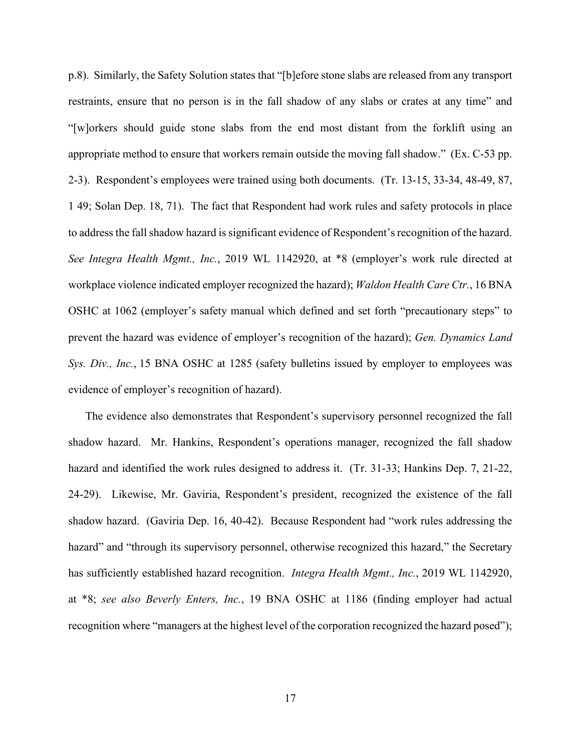p.8). Similarly, the Safety Solution states that "[b]efore stone slabs are released from any transport restraints, ensure that no person is in the fall shadow of any slabs or crates at any time" and "[w]orkers should guide stone slabs from the end most distant from the forklift using an appropriate method to ensure that workers remain outside the moving fall shadow." (Ex. C-53 pp. 2-3). Respondent's employees were trained using both documents. (Tr. 13-15, 33-34, 48-49, 87, 1 49; Solan Dep. 18, 71). The fact that Respondent had work rules and safety protocols in place to address the fall shadow hazard is significant evidence of Respondent's recognition of the hazard. *See Integra Health Mgmt., Inc.*, 2019 WL 1142920, at *8 (employer's work rule directed at workplace violence indicated employer recognized the hazard); *Waldon Health Care Ctr.*, 16 BNA OSHC at 1062 (employer's safety manual which defined and set forth "precautionary steps" to prevent the hazard was evidence of employer's recognition of the hazard); *Gen. Dynamics Land Sys. Div., Inc.*, 15 BNA OSHC at 1285 (safety bulletins issued by employer to employees was evidence of employer's recognition of hazard).

The evidence also demonstrates that Respondent's supervisory personnel recognized the fall shadow hazard. Mr. Hankins, Respondent's operations manager, recognized the fall shadow hazard and identified the work rules designed to address it. (Tr. 31-33; Hankins Dep. 7, 21-22, 24-29). Likewise, Mr. Gaviria, Respondent's president, recognized the existence of the fall shadow hazard. (Gaviria Dep. 16, 40-42). Because Respondent had "work rules addressing the hazard" and "through its supervisory personnel, otherwise recognized this hazard," the Secretary has sufficiently established hazard recognition. *Integra Health Mgmt., Inc.*, 2019 WL 1142920, at *8; *see also Beverly Enters, Inc.*, 19 BNA OSHC at 1186 (finding employer had actual recognition where "managers at the highest level of the corporation recognized the hazard posed");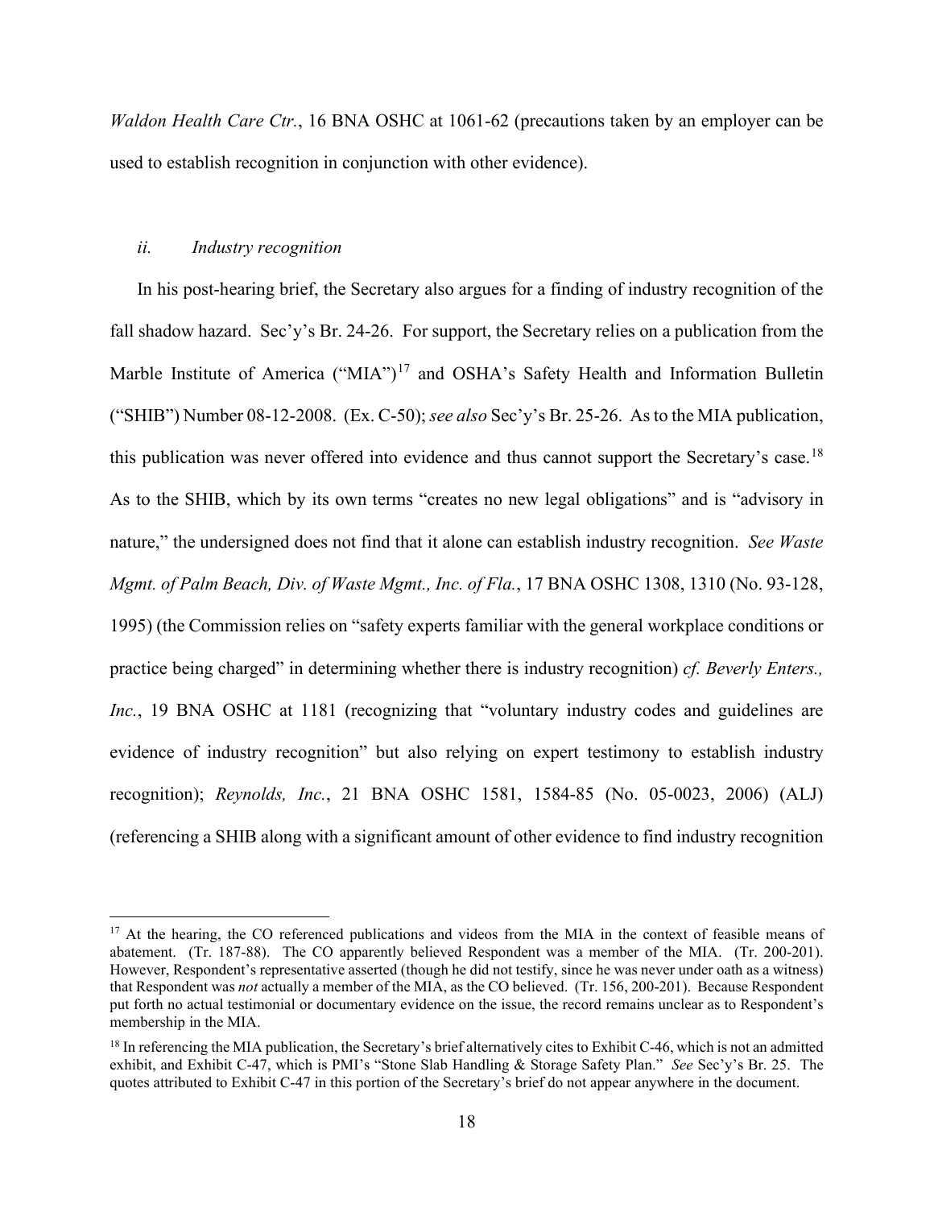*Waldon Health Care Ctr.*, 16 BNA OSHC at 1061-62 (precautions taken by an employer can be used to establish recognition in conjunction with other evidence).

### *ii. Industry recognition*

In his post-hearing brief, the Secretary also argues for a finding of industry recognition of the fall shadow hazard. Sec'y's Br. 24-26. For support, the Secretary relies on a publication from the Marble Institute of America ("MIA")[17] and OSHA's Safety Health and Information Bulletin ("SHIB") Number 08-12-2008. (Ex. C-50); *see also* Sec'y's Br. 25-26. As to the MIA publication, this publication was never offered into evidence and thus cannot support the Secretary's case.[18] As to the SHIB, which by its own terms "creates no new legal obligations" and is "advisory in nature," the undersigned does not find that it alone can establish industry recognition. *See Waste Mgmt. of Palm Beach, Div. of Waste Mgmt., Inc. of Fla.*, 17 BNA OSHC 1308, 1310 (No. 93-128, 1995) (the Commission relies on "safety experts familiar with the general workplace conditions or practice being charged" in determining whether there is industry recognition) *cf. Beverly Enters., Inc.*, 19 BNA OSHC at 1181 (recognizing that "voluntary industry codes and guidelines are evidence of industry recognition" but also relying on expert testimony to establish industry recognition); *Reynolds, Inc.*, 21 BNA OSHC 1581, 1584-85 (No. 05-0023, 2006) (ALJ) (referencing a SHIB along with a significant amount of other evidence to find industry recognition

---

[17] At the hearing, the CO referenced publications and videos from the MIA in the context of feasible means of abatement. (Tr. 187-88). The CO apparently believed Respondent was a member of the MIA. (Tr. 200-201). However, Respondent's representative asserted (though he did not testify, since he was never under oath as a witness) that Respondent was *not* actually a member of the MIA, as the CO believed. (Tr. 156, 200-201). Because Respondent put forth no actual testimonial or documentary evidence on the issue, the record remains unclear as to Respondent's membership in the MIA.

[18] In referencing the MIA publication, the Secretary's brief alternatively cites to Exhibit C-46, which is not an admitted exhibit, and Exhibit C-47, which is PMI's "Stone Slab Handling & Storage Safety Plan." *See* Sec'y's Br. 25. The quotes attributed to Exhibit C-47 in this portion of the Secretary's brief do not appear anywhere in the document.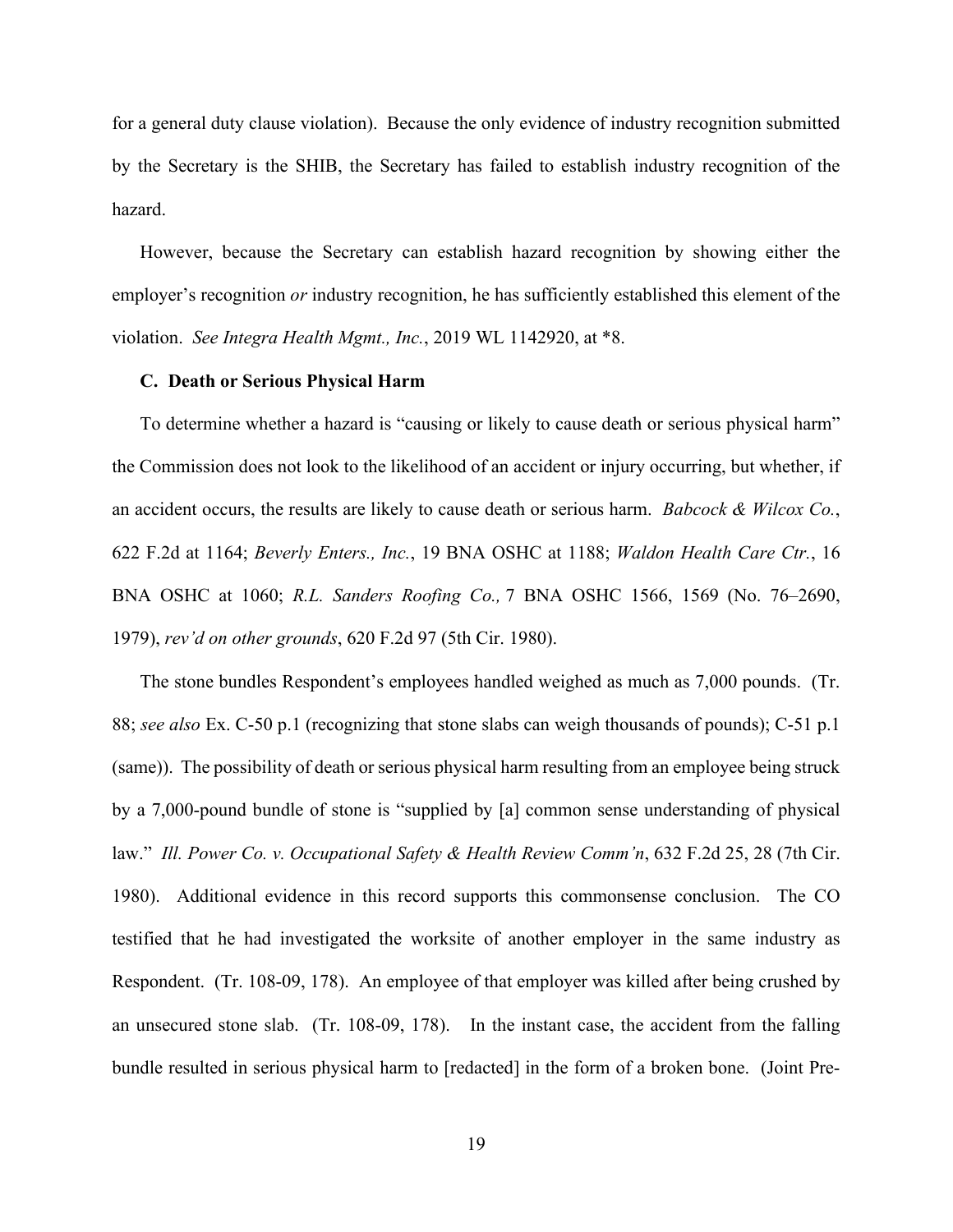for a general duty clause violation). Because the only evidence of industry recognition submitted by the Secretary is the SHIB, the Secretary has failed to establish industry recognition of the hazard.

However, because the Secretary can establish hazard recognition by showing either the employer's recognition *or* industry recognition, he has sufficiently established this element of the violation. *See Integra Health Mgmt., Inc.*, 2019 WL 1142920, at *8.

### C. Death or Serious Physical Harm

To determine whether a hazard is "causing or likely to cause death or serious physical harm" the Commission does not look to the likelihood of an accident or injury occurring, but whether, if an accident occurs, the results are likely to cause death or serious harm. *Babcock & Wilcox Co.*, 622 F.2d at 1164; *Beverly Enters., Inc.*, 19 BNA OSHC at 1188; *Waldon Health Care Ctr.*, 16 BNA OSHC at 1060; *R.L. Sanders Roofing Co.,* 7 BNA OSHC 1566, 1569 (No. 76–2690, 1979), *rev'd on other grounds*, 620 F.2d 97 (5th Cir. 1980).

The stone bundles Respondent's employees handled weighed as much as 7,000 pounds. (Tr. 88; *see also* Ex. C-50 p.1 (recognizing that stone slabs can weigh thousands of pounds); C-51 p.1 (same)). The possibility of death or serious physical harm resulting from an employee being struck by a 7,000-pound bundle of stone is "supplied by [a] common sense understanding of physical law." *Ill. Power Co. v. Occupational Safety & Health Review Comm'n*, 632 F.2d 25, 28 (7th Cir. 1980). Additional evidence in this record supports this commonsense conclusion. The CO testified that he had investigated the worksite of another employer in the same industry as Respondent. (Tr. 108-09, 178). An employee of that employer was killed after being crushed by an unsecured stone slab. (Tr. 108-09, 178). In the instant case, the accident from the falling bundle resulted in serious physical harm to [redacted] in the form of a broken bone. (Joint Pre-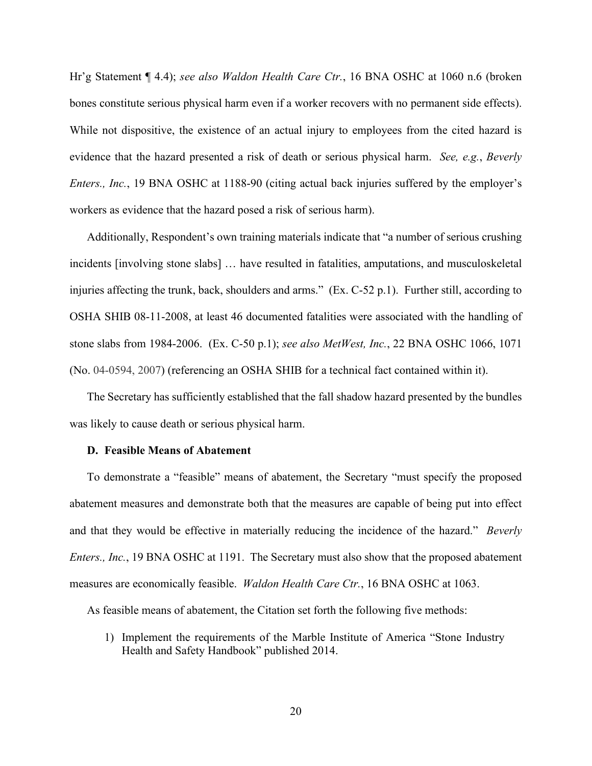Hr'g Statement ¶ 4.4); *see also Waldon Health Care Ctr.*, 16 BNA OSHC at 1060 n.6 (broken bones constitute serious physical harm even if a worker recovers with no permanent side effects). While not dispositive, the existence of an actual injury to employees from the cited hazard is evidence that the hazard presented a risk of death or serious physical harm. *See, e.g.*, *Beverly Enters., Inc.*, 19 BNA OSHC at 1188-90 (citing actual back injuries suffered by the employer's workers as evidence that the hazard posed a risk of serious harm).

Additionally, Respondent's own training materials indicate that "a number of serious crushing incidents [involving stone slabs] … have resulted in fatalities, amputations, and musculoskeletal injuries affecting the trunk, back, shoulders and arms." (Ex. C-52 p.1). Further still, according to OSHA SHIB 08-11-2008, at least 46 documented fatalities were associated with the handling of stone slabs from 1984-2006. (Ex. C-50 p.1); *see also MetWest, Inc.*, 22 BNA OSHC 1066, 1071 (No. 04-0594, 2007) (referencing an OSHA SHIB for a technical fact contained within it).

The Secretary has sufficiently established that the fall shadow hazard presented by the bundles was likely to cause death or serious physical harm.

### D. Feasible Means of Abatement

To demonstrate a "feasible" means of abatement, the Secretary "must specify the proposed abatement measures and demonstrate both that the measures are capable of being put into effect and that they would be effective in materially reducing the incidence of the hazard." *Beverly Enters., Inc.*, 19 BNA OSHC at 1191. The Secretary must also show that the proposed abatement measures are economically feasible. *Waldon Health Care Ctr.*, 16 BNA OSHC at 1063.

As feasible means of abatement, the Citation set forth the following five methods:

1) Implement the requirements of the Marble Institute of America "Stone Industry Health and Safety Handbook" published 2014.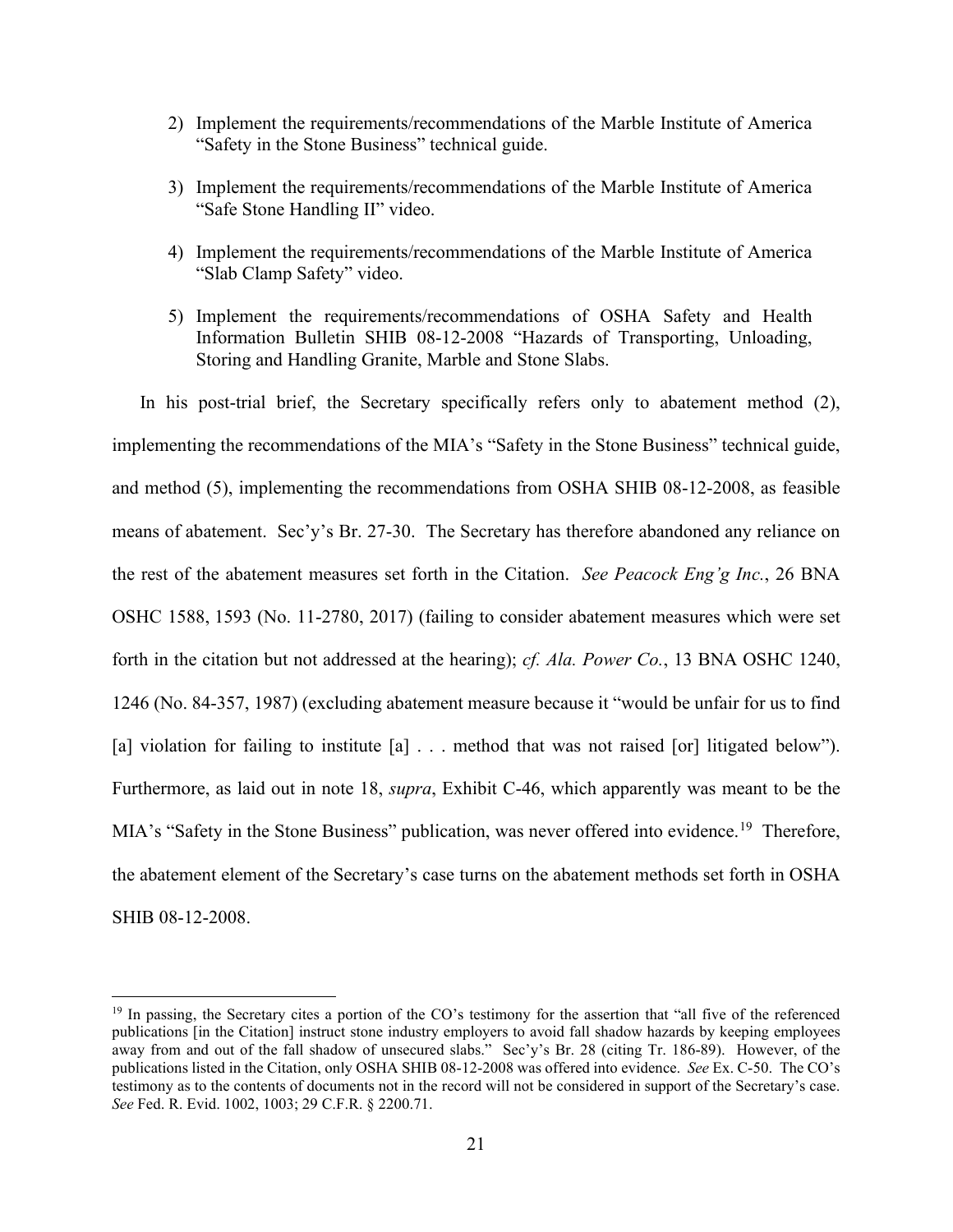2) Implement the requirements/recommendations of the Marble Institute of America "Safety in the Stone Business" technical guide.

3) Implement the requirements/recommendations of the Marble Institute of America "Safe Stone Handling II" video.

4) Implement the requirements/recommendations of the Marble Institute of America "Slab Clamp Safety" video.

5) Implement the requirements/recommendations of OSHA Safety and Health Information Bulletin SHIB 08-12-2008 "Hazards of Transporting, Unloading, Storing and Handling Granite, Marble and Stone Slabs.

In his post-trial brief, the Secretary specifically refers only to abatement method (2), implementing the recommendations of the MIA's "Safety in the Stone Business" technical guide, and method (5), implementing the recommendations from OSHA SHIB 08-12-2008, as feasible means of abatement. Sec'y's Br. 27-30. The Secretary has therefore abandoned any reliance on the rest of the abatement measures set forth in the Citation. *See Peacock Eng'g Inc.*, 26 BNA OSHC 1588, 1593 (No. 11-2780, 2017) (failing to consider abatement measures which were set forth in the citation but not addressed at the hearing); *cf. Ala. Power Co.*, 13 BNA OSHC 1240, 1246 (No. 84-357, 1987) (excluding abatement measure because it "would be unfair for us to find [a] violation for failing to institute [a] . . . method that was not raised [or] litigated below"). Furthermore, as laid out in note 18, *supra*, Exhibit C-46, which apparently was meant to be the MIA's "Safety in the Stone Business" publication, was never offered into evidence.[19] Therefore, the abatement element of the Secretary's case turns on the abatement methods set forth in OSHA SHIB 08-12-2008.

---

[19] In passing, the Secretary cites a portion of the CO's testimony for the assertion that "all five of the referenced publications [in the Citation] instruct stone industry employers to avoid fall shadow hazards by keeping employees away from and out of the fall shadow of unsecured slabs." Sec'y's Br. 28 (citing Tr. 186-89). However, of the publications listed in the Citation, only OSHA SHIB 08-12-2008 was offered into evidence. *See* Ex. C-50. The CO's testimony as to the contents of documents not in the record will not be considered in support of the Secretary's case. *See* Fed. R. Evid. 1002, 1003; 29 C.F.R. § 2200.71.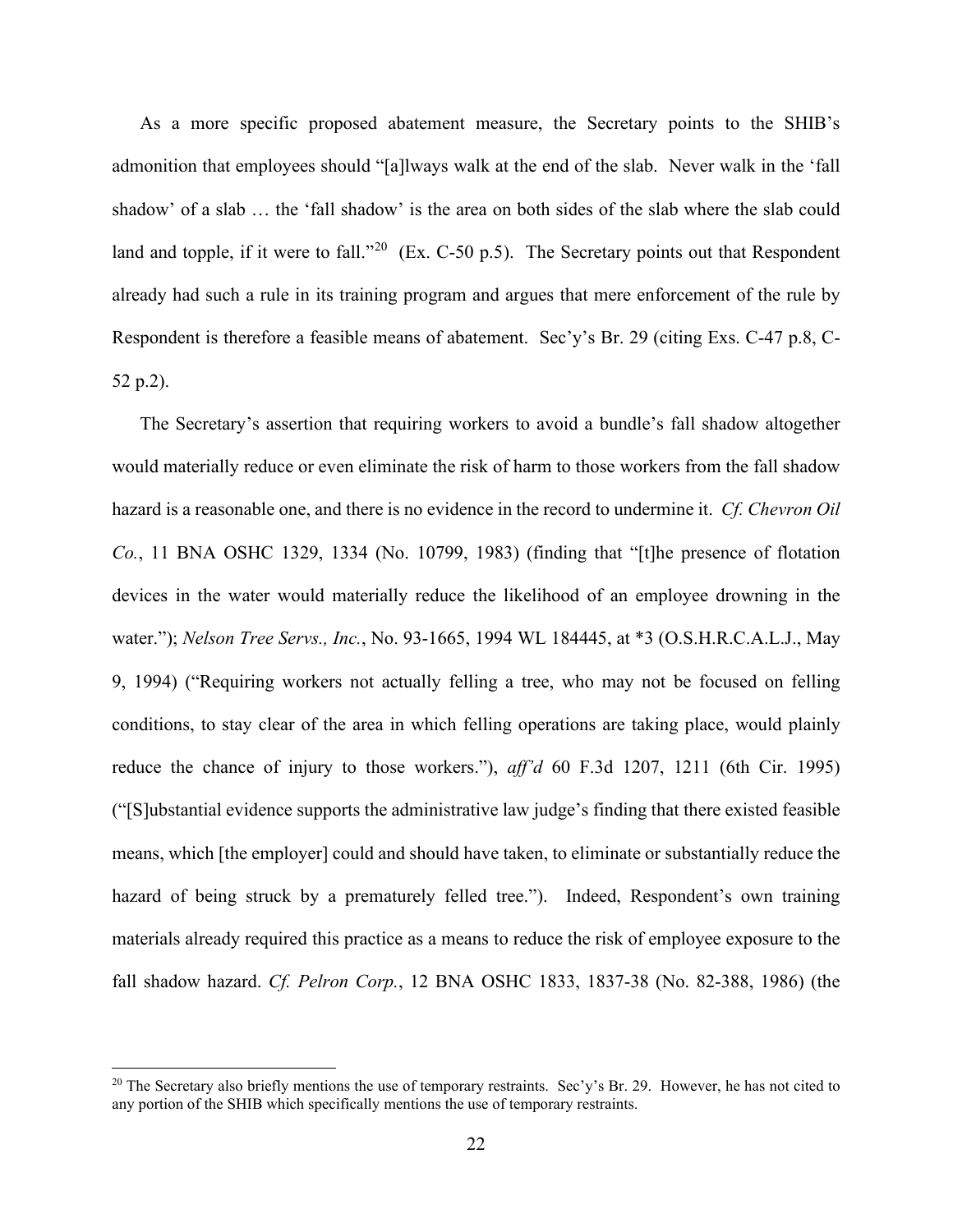As a more specific proposed abatement measure, the Secretary points to the SHIB's admonition that employees should "[a]lways walk at the end of the slab. Never walk in the 'fall shadow' of a slab … the 'fall shadow' is the area on both sides of the slab where the slab could land and topple, if it were to fall."[20] (Ex. C-50 p.5). The Secretary points out that Respondent already had such a rule in its training program and argues that mere enforcement of the rule by Respondent is therefore a feasible means of abatement. Sec'y's Br. 29 (citing Exs. C-47 p.8, C-52 p.2).

The Secretary's assertion that requiring workers to avoid a bundle's fall shadow altogether would materially reduce or even eliminate the risk of harm to those workers from the fall shadow hazard is a reasonable one, and there is no evidence in the record to undermine it. *Cf. Chevron Oil Co.*, 11 BNA OSHC 1329, 1334 (No. 10799, 1983) (finding that "[t]he presence of flotation devices in the water would materially reduce the likelihood of an employee drowning in the water."); *Nelson Tree Servs., Inc.*, No. 93-1665, 1994 WL 184445, at *3 (O.S.H.R.C.A.L.J., May 9, 1994) ("Requiring workers not actually felling a tree, who may not be focused on felling conditions, to stay clear of the area in which felling operations are taking place, would plainly reduce the chance of injury to those workers."), *aff'd* 60 F.3d 1207, 1211 (6th Cir. 1995) ("[S]ubstantial evidence supports the administrative law judge's finding that there existed feasible means, which [the employer] could and should have taken, to eliminate or substantially reduce the hazard of being struck by a prematurely felled tree."). Indeed, Respondent's own training materials already required this practice as a means to reduce the risk of employee exposure to the fall shadow hazard. *Cf. Pelron Corp.*, 12 BNA OSHC 1833, 1837-38 (No. 82-388, 1986) (the

---

[20] The Secretary also briefly mentions the use of temporary restraints. Sec'y's Br. 29. However, he has not cited to any portion of the SHIB which specifically mentions the use of temporary restraints.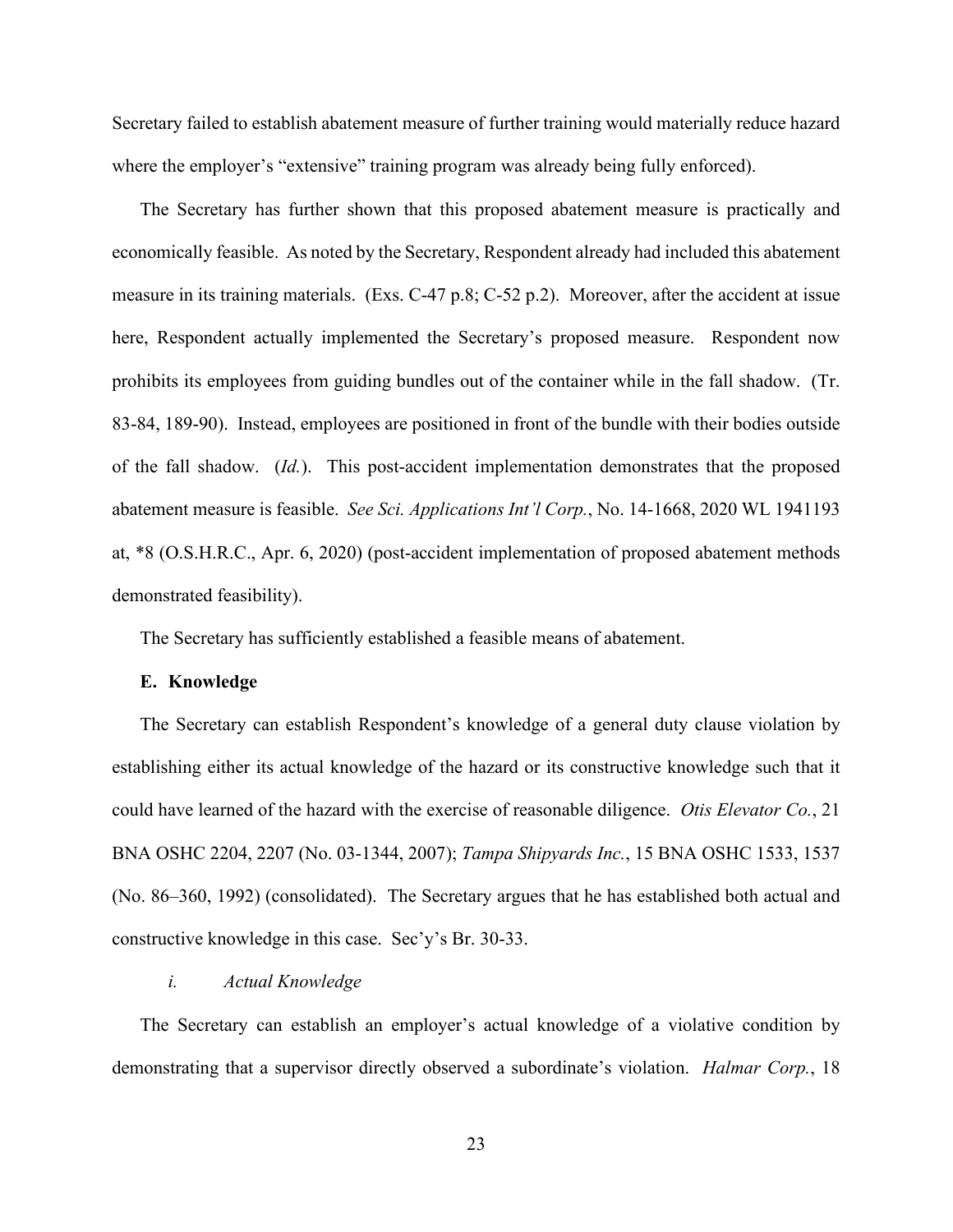Secretary failed to establish abatement measure of further training would materially reduce hazard where the employer's "extensive" training program was already being fully enforced).

The Secretary has further shown that this proposed abatement measure is practically and economically feasible. As noted by the Secretary, Respondent already had included this abatement measure in its training materials. (Exs. C-47 p.8; C-52 p.2). Moreover, after the accident at issue here, Respondent actually implemented the Secretary's proposed measure. Respondent now prohibits its employees from guiding bundles out of the container while in the fall shadow. (Tr. 83-84, 189-90). Instead, employees are positioned in front of the bundle with their bodies outside of the fall shadow. (*Id.*). This post-accident implementation demonstrates that the proposed abatement measure is feasible. *See Sci. Applications Int'l Corp.*, No. 14-1668, 2020 WL 1941193 at, \*8 (O.S.H.R.C., Apr. 6, 2020) (post-accident implementation of proposed abatement methods demonstrated feasibility).

The Secretary has sufficiently established a feasible means of abatement.

**E. Knowledge**

The Secretary can establish Respondent's knowledge of a general duty clause violation by establishing either its actual knowledge of the hazard or its constructive knowledge such that it could have learned of the hazard with the exercise of reasonable diligence. *Otis Elevator Co.*, 21 BNA OSHC 2204, 2207 (No. 03-1344, 2007); *Tampa Shipyards Inc.*, 15 BNA OSHC 1533, 1537 (No. 86–360, 1992) (consolidated). The Secretary argues that he has established both actual and constructive knowledge in this case. Sec'y's Br. 30-33.

*i. Actual Knowledge*

The Secretary can establish an employer's actual knowledge of a violative condition by demonstrating that a supervisor directly observed a subordinate's violation. *Halmar Corp.*, 18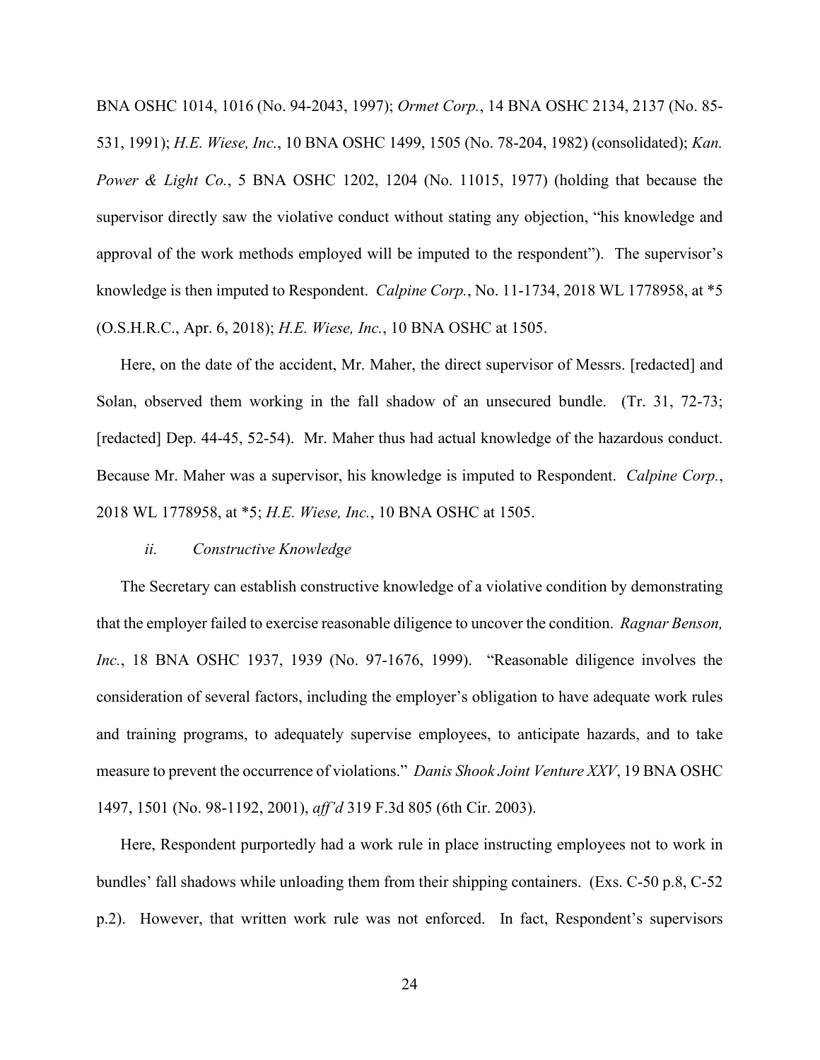BNA OSHC 1014, 1016 (No. 94-2043, 1997); *Ormet Corp.*, 14 BNA OSHC 2134, 2137 (No. 85-531, 1991); *H.E. Wiese, Inc.*, 10 BNA OSHC 1499, 1505 (No. 78-204, 1982) (consolidated); *Kan. Power & Light Co.*, 5 BNA OSHC 1202, 1204 (No. 11015, 1977) (holding that because the supervisor directly saw the violative conduct without stating any objection, "his knowledge and approval of the work methods employed will be imputed to the respondent"). The supervisor's knowledge is then imputed to Respondent. *Calpine Corp.*, No. 11-1734, 2018 WL 1778958, at *5 (O.S.H.R.C., Apr. 6, 2018); *H.E. Wiese, Inc.*, 10 BNA OSHC at 1505.

Here, on the date of the accident, Mr. Maher, the direct supervisor of Messrs. [redacted] and Solan, observed them working in the fall shadow of an unsecured bundle. (Tr. 31, 72-73; [redacted] Dep. 44-45, 52-54). Mr. Maher thus had actual knowledge of the hazardous conduct. Because Mr. Maher was a supervisor, his knowledge is imputed to Respondent. *Calpine Corp.*, 2018 WL 1778958, at *5; *H.E. Wiese, Inc.*, 10 BNA OSHC at 1505.

*ii. Constructive Knowledge*

The Secretary can establish constructive knowledge of a violative condition by demonstrating that the employer failed to exercise reasonable diligence to uncover the condition. *Ragnar Benson, Inc.*, 18 BNA OSHC 1937, 1939 (No. 97-1676, 1999). "Reasonable diligence involves the consideration of several factors, including the employer's obligation to have adequate work rules and training programs, to adequately supervise employees, to anticipate hazards, and to take measure to prevent the occurrence of violations." *Danis Shook Joint Venture XXV*, 19 BNA OSHC 1497, 1501 (No. 98-1192, 2001), *aff'd* 319 F.3d 805 (6th Cir. 2003).

Here, Respondent purportedly had a work rule in place instructing employees not to work in bundles' fall shadows while unloading them from their shipping containers. (Exs. C-50 p.8, C-52 p.2). However, that written work rule was not enforced. In fact, Respondent's supervisors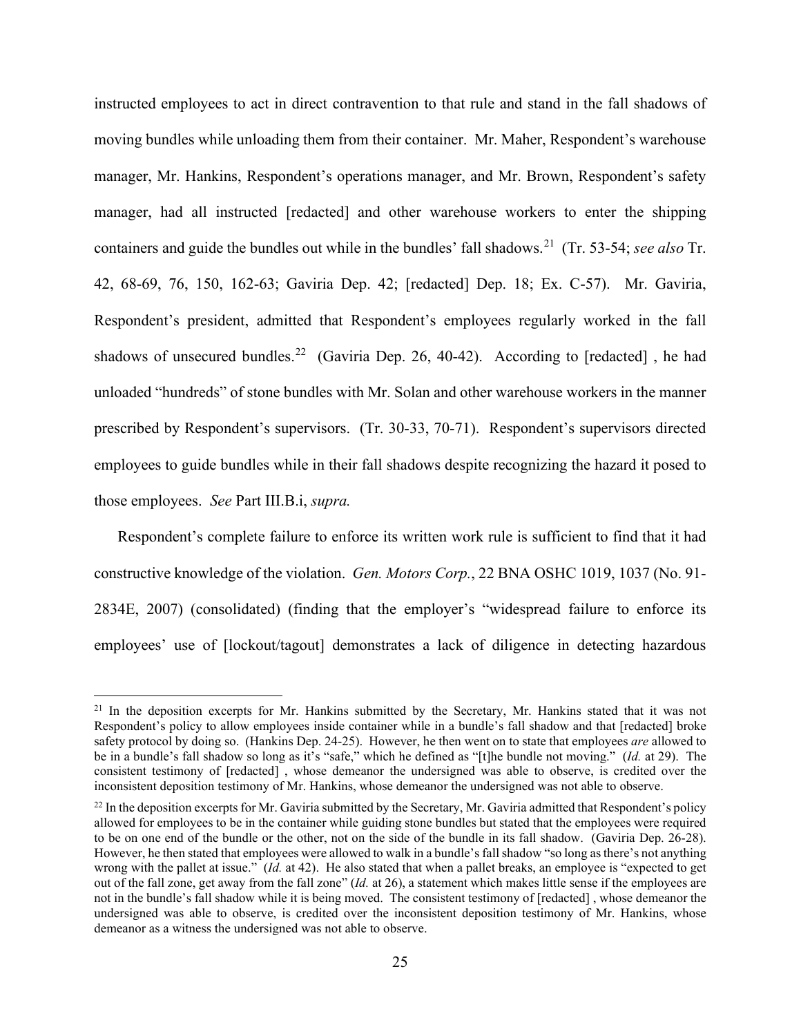instructed employees to act in direct contravention to that rule and stand in the fall shadows of moving bundles while unloading them from their container. Mr. Maher, Respondent's warehouse manager, Mr. Hankins, Respondent's operations manager, and Mr. Brown, Respondent's safety manager, had all instructed [redacted] and other warehouse workers to enter the shipping containers and guide the bundles out while in the bundles' fall shadows.[21] (Tr. 53-54; *see also* Tr. 42, 68-69, 76, 150, 162-63; Gaviria Dep. 42; [redacted] Dep. 18; Ex. C-57). Mr. Gaviria, Respondent's president, admitted that Respondent's employees regularly worked in the fall shadows of unsecured bundles.[22] (Gaviria Dep. 26, 40-42). According to [redacted] , he had unloaded "hundreds" of stone bundles with Mr. Solan and other warehouse workers in the manner prescribed by Respondent's supervisors. (Tr. 30-33, 70-71). Respondent's supervisors directed employees to guide bundles while in their fall shadows despite recognizing the hazard it posed to those employees. *See* Part III.B.i, *supra.*

Respondent's complete failure to enforce its written work rule is sufficient to find that it had constructive knowledge of the violation. *Gen. Motors Corp.*, 22 BNA OSHC 1019, 1037 (No. 91-2834E, 2007) (consolidated) (finding that the employer's "widespread failure to enforce its employees' use of [lockout/tagout] demonstrates a lack of diligence in detecting hazardous

---

[21] In the deposition excerpts for Mr. Hankins submitted by the Secretary, Mr. Hankins stated that it was not Respondent's policy to allow employees inside container while in a bundle's fall shadow and that [redacted] broke safety protocol by doing so. (Hankins Dep. 24-25). However, he then went on to state that employees *are* allowed to be in a bundle's fall shadow so long as it's "safe," which he defined as "[t]he bundle not moving." (*Id.* at 29). The consistent testimony of [redacted] , whose demeanor the undersigned was able to observe, is credited over the inconsistent deposition testimony of Mr. Hankins, whose demeanor the undersigned was not able to observe.

[22] In the deposition excerpts for Mr. Gaviria submitted by the Secretary, Mr. Gaviria admitted that Respondent's policy allowed for employees to be in the container while guiding stone bundles but stated that the employees were required to be on one end of the bundle or the other, not on the side of the bundle in its fall shadow. (Gaviria Dep. 26-28). However, he then stated that employees were allowed to walk in a bundle's fall shadow "so long as there's not anything wrong with the pallet at issue." (*Id.* at 42). He also stated that when a pallet breaks, an employee is "expected to get out of the fall zone, get away from the fall zone" (*Id.* at 26), a statement which makes little sense if the employees are not in the bundle's fall shadow while it is being moved. The consistent testimony of [redacted] , whose demeanor the undersigned was able to observe, is credited over the inconsistent deposition testimony of Mr. Hankins, whose demeanor as a witness the undersigned was not able to observe.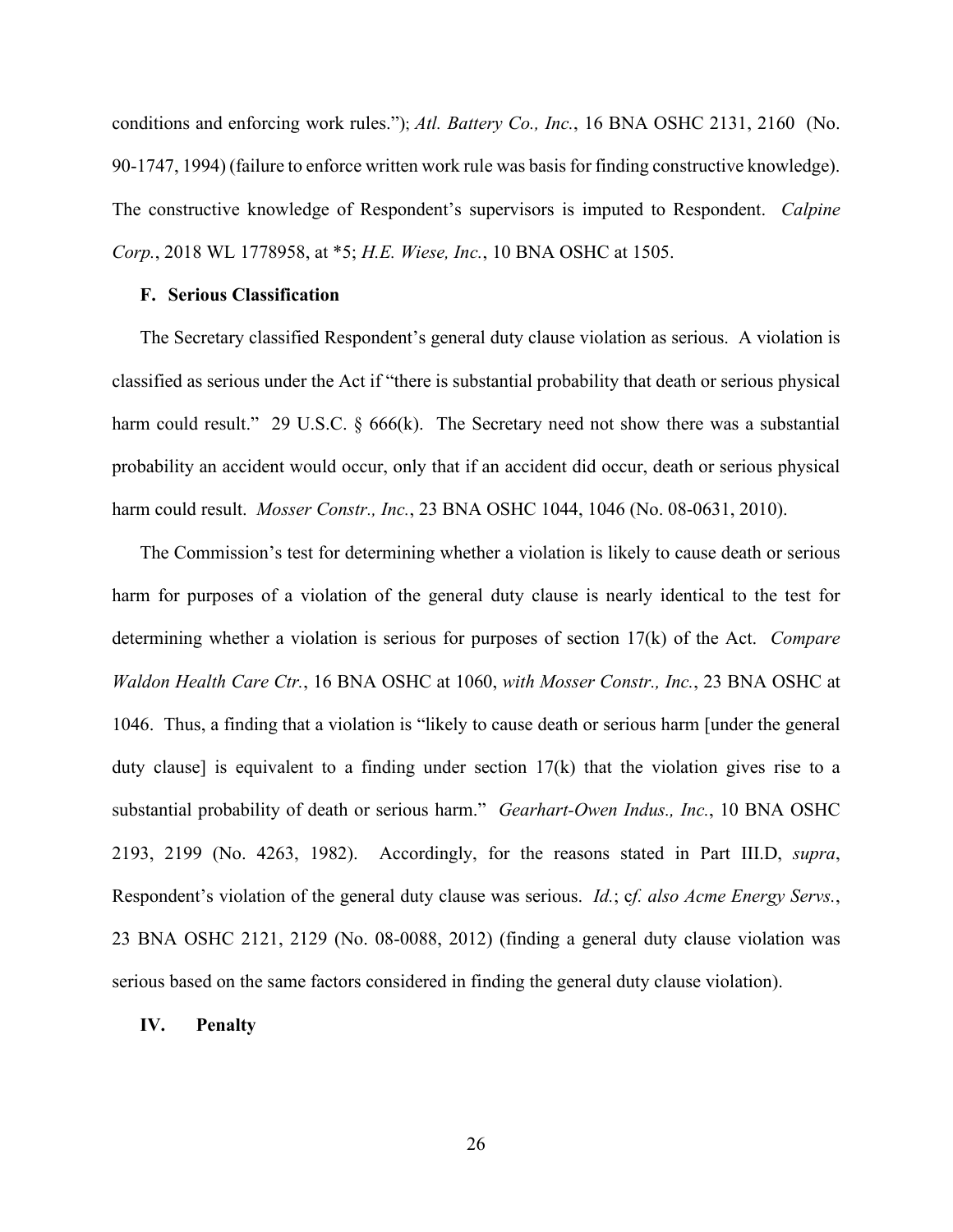conditions and enforcing work rules."); *Atl. Battery Co., Inc.*, 16 BNA OSHC 2131, 2160 (No. 90-1747, 1994) (failure to enforce written work rule was basis for finding constructive knowledge). The constructive knowledge of Respondent's supervisors is imputed to Respondent. *Calpine Corp.*, 2018 WL 1778958, at *5; *H.E. Wiese, Inc.*, 10 BNA OSHC at 1505.

### F. Serious Classification

The Secretary classified Respondent's general duty clause violation as serious. A violation is classified as serious under the Act if "there is substantial probability that death or serious physical harm could result." 29 U.S.C. § 666(k). The Secretary need not show there was a substantial probability an accident would occur, only that if an accident did occur, death or serious physical harm could result. *Mosser Constr., Inc.*, 23 BNA OSHC 1044, 1046 (No. 08-0631, 2010).

The Commission's test for determining whether a violation is likely to cause death or serious harm for purposes of a violation of the general duty clause is nearly identical to the test for determining whether a violation is serious for purposes of section 17(k) of the Act. *Compare Waldon Health Care Ctr.*, 16 BNA OSHC at 1060, *with Mosser Constr., Inc.*, 23 BNA OSHC at 1046. Thus, a finding that a violation is "likely to cause death or serious harm [under the general duty clause] is equivalent to a finding under section 17(k) that the violation gives rise to a substantial probability of death or serious harm." *Gearhart-Owen Indus., Inc.*, 10 BNA OSHC 2193, 2199 (No. 4263, 1982). Accordingly, for the reasons stated in Part III.D, *supra*, Respondent's violation of the general duty clause was serious. *Id.*; c*f. also Acme Energy Servs.*, 23 BNA OSHC 2121, 2129 (No. 08-0088, 2012) (finding a general duty clause violation was serious based on the same factors considered in finding the general duty clause violation).

## IV. Penalty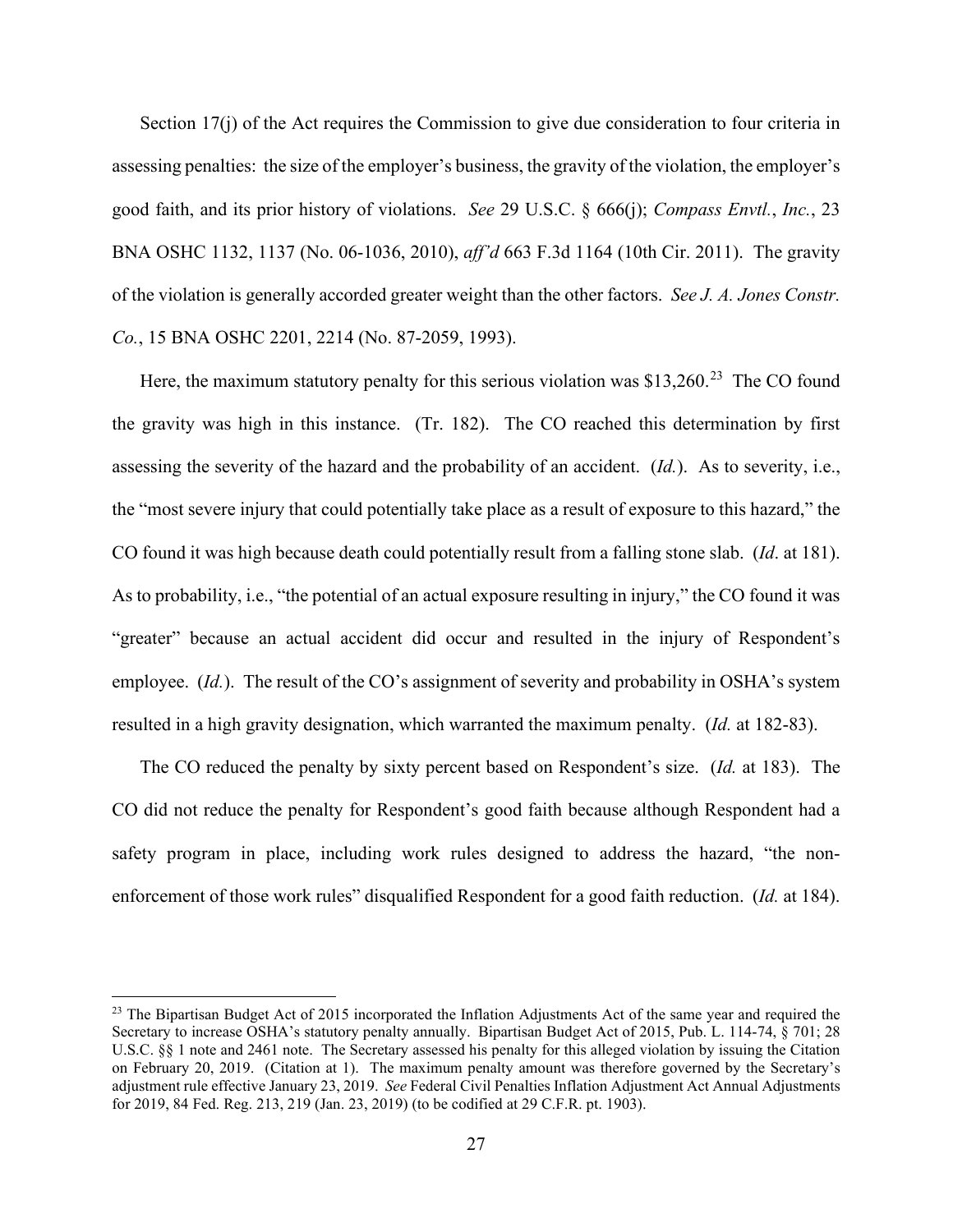Section 17(j) of the Act requires the Commission to give due consideration to four criteria in assessing penalties: the size of the employer's business, the gravity of the violation, the employer's good faith, and its prior history of violations. *See* 29 U.S.C. § 666(j); *Compass Envtl., Inc.*, 23 BNA OSHC 1132, 1137 (No. 06-1036, 2010), *aff'd* 663 F.3d 1164 (10th Cir. 2011). The gravity of the violation is generally accorded greater weight than the other factors. *See J. A. Jones Constr. Co.*, 15 BNA OSHC 2201, 2214 (No. 87-2059, 1993).

Here, the maximum statutory penalty for this serious violation was $13,260.[23] The CO found the gravity was high in this instance. (Tr. 182). The CO reached this determination by first assessing the severity of the hazard and the probability of an accident. (*Id.*). As to severity, i.e., the "most severe injury that could potentially take place as a result of exposure to this hazard," the CO found it was high because death could potentially result from a falling stone slab. (*Id*. at 181). As to probability, i.e., "the potential of an actual exposure resulting in injury," the CO found it was "greater" because an actual accident did occur and resulted in the injury of Respondent's employee. (*Id.*). The result of the CO's assignment of severity and probability in OSHA's system resulted in a high gravity designation, which warranted the maximum penalty. (*Id.* at 182-83).

The CO reduced the penalty by sixty percent based on Respondent's size. (*Id.* at 183). The CO did not reduce the penalty for Respondent's good faith because although Respondent had a safety program in place, including work rules designed to address the hazard, "the non-enforcement of those work rules" disqualified Respondent for a good faith reduction. (*Id.* at 184).

---

[23] The Bipartisan Budget Act of 2015 incorporated the Inflation Adjustments Act of the same year and required the Secretary to increase OSHA's statutory penalty annually. Bipartisan Budget Act of 2015, Pub. L. 114-74, § 701; 28 U.S.C. §§ 1 note and 2461 note. The Secretary assessed his penalty for this alleged violation by issuing the Citation on February 20, 2019. (Citation at 1). The maximum penalty amount was therefore governed by the Secretary's adjustment rule effective January 23, 2019. *See* Federal Civil Penalties Inflation Adjustment Act Annual Adjustments for 2019, 84 Fed. Reg. 213, 219 (Jan. 23, 2019) (to be codified at 29 C.F.R. pt. 1903).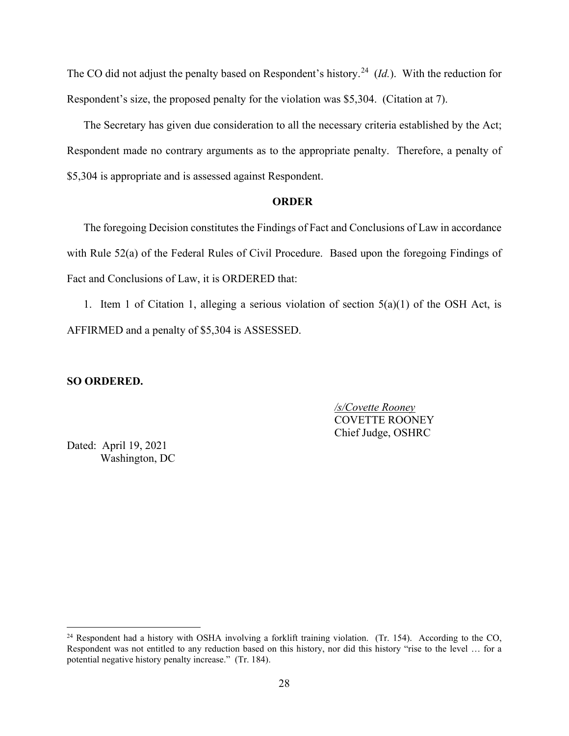The CO did not adjust the penalty based on Respondent's history.[24] (*Id.*). With the reduction for Respondent's size, the proposed penalty for the violation was $5,304. (Citation at 7).

The Secretary has given due consideration to all the necessary criteria established by the Act; Respondent made no contrary arguments as to the appropriate penalty. Therefore, a penalty of $5,304 is appropriate and is assessed against Respondent.

## ORDER

The foregoing Decision constitutes the Findings of Fact and Conclusions of Law in accordance with Rule 52(a) of the Federal Rules of Civil Procedure. Based upon the foregoing Findings of Fact and Conclusions of Law, it is ORDERED that:

1. Item 1 of Citation 1, alleging a serious violation of section 5(a)(1) of the OSH Act, is AFFIRMED and a penalty of $5,304 is ASSESSED.

**SO ORDERED.**

/s/Covette Rooney
COVETTE ROONEY
Chief Judge, OSHRC

Dated: April 19, 2021
Washington, DC

[24] Respondent had a history with OSHA involving a forklift training violation. (Tr. 154). According to the CO, Respondent was not entitled to any reduction based on this history, nor did this history "rise to the level … for a potential negative history penalty increase." (Tr. 184).